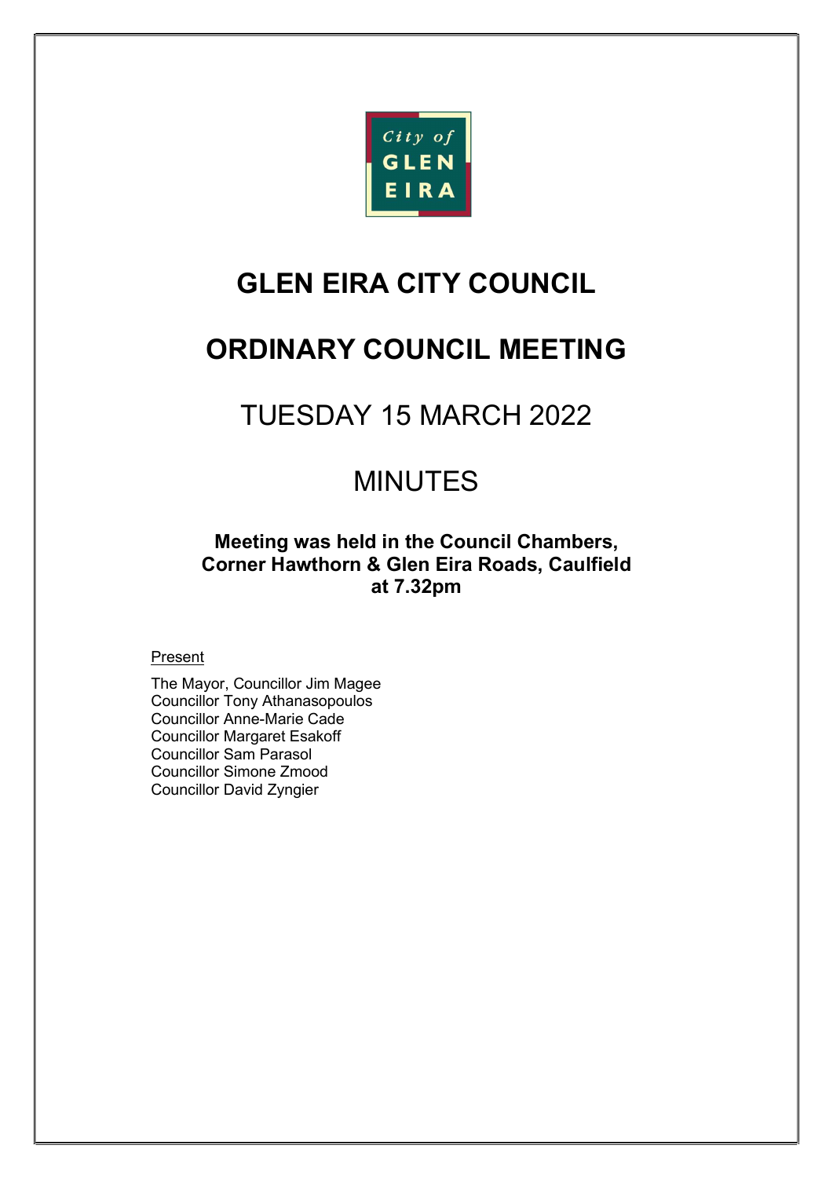City of GLEN EIRA

# GLEN EIRA CITY COUNCIL

# ORDINARY COUNCIL MEETING

## TUESDAY 15 MARCH 2022

## MINUTES

**Meeting was held in the Council Chambers, Corner Hawthorn & Glen Eira Roads, Caulfield at 7.32pm**

Present

The Mayor, Councillor Jim Magee
Councillor Tony Athanasopoulos
Councillor Anne-Marie Cade
Councillor Margaret Esakoff
Councillor Sam Parasol
Councillor Simone Zmood
Councillor David Zyngier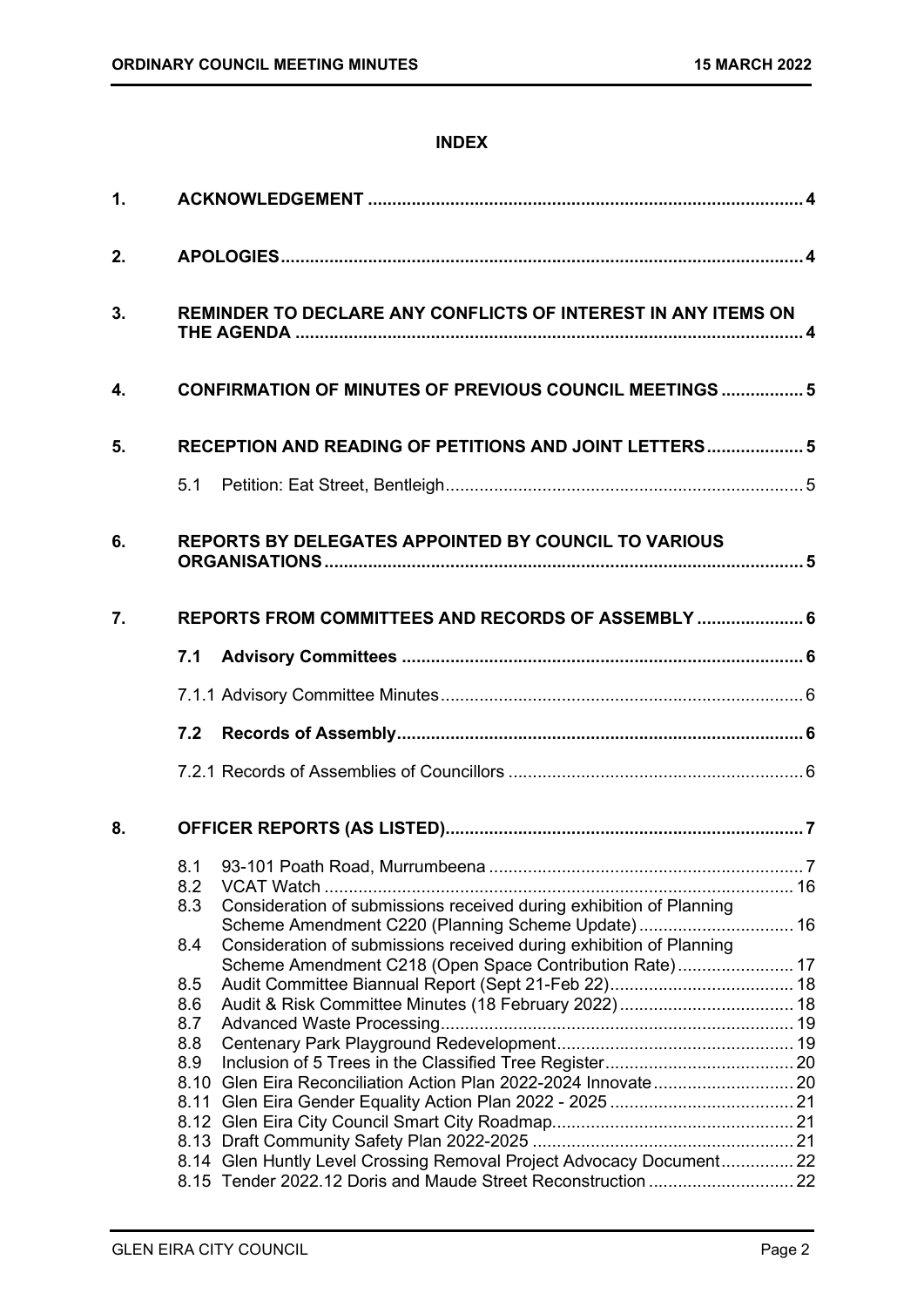# INDEX

| | | |
|---|---|---|
| **1.** | **ACKNOWLEDGEMENT** | **4** |
| **2.** | **APOLOGIES** | **4** |
| **3.** | **REMINDER TO DECLARE ANY CONFLICTS OF INTEREST IN ANY ITEMS ON THE AGENDA** | **4** |
| **4.** | **CONFIRMATION OF MINUTES OF PREVIOUS COUNCIL MEETINGS** | **5** |
| **5.** | **RECEPTION AND READING OF PETITIONS AND JOINT LETTERS** | **5** |
| | 5.1 Petition: Eat Street, Bentleigh | 5 |
| **6.** | **REPORTS BY DELEGATES APPOINTED BY COUNCIL TO VARIOUS ORGANISATIONS** | **5** |
| **7.** | **REPORTS FROM COMMITTEES AND RECORDS OF ASSEMBLY** | **6** |
| | **7.1 Advisory Committees** | **6** |
| | 7.1.1 Advisory Committee Minutes | 6 |
| | **7.2 Records of Assembly** | **6** |
| | 7.2.1 Records of Assemblies of Councillors | 6 |
| **8.** | **OFFICER REPORTS (AS LISTED)** | **7** |
| | 8.1 93-101 Poath Road, Murrumbeena | 7 |
| | 8.2 VCAT Watch | 16 |
| | 8.3 Consideration of submissions received during exhibition of Planning Scheme Amendment C220 (Planning Scheme Update) | 16 |
| | 8.4 Consideration of submissions received during exhibition of Planning Scheme Amendment C218 (Open Space Contribution Rate) | 17 |
| | 8.5 Audit Committee Biannual Report (Sept 21-Feb 22) | 18 |
| | 8.6 Audit & Risk Committee Minutes (18 February 2022) | 18 |
| | 8.7 Advanced Waste Processing | 19 |
| | 8.8 Centenary Park Playground Redevelopment | 19 |
| | 8.9 Inclusion of 5 Trees in the Classified Tree Register | 20 |
| | 8.10 Glen Eira Reconciliation Action Plan 2022-2024 Innovate | 20 |
| | 8.11 Glen Eira Gender Equality Action Plan 2022 - 2025 | 21 |
| | 8.12 Glen Eira City Council Smart City Roadmap | 21 |
| | 8.13 Draft Community Safety Plan 2022-2025 | 21 |
| | 8.14 Glen Huntly Level Crossing Removal Project Advocacy Document | 22 |
| | 8.15 Tender 2022.12 Doris and Maude Street Reconstruction | 22 |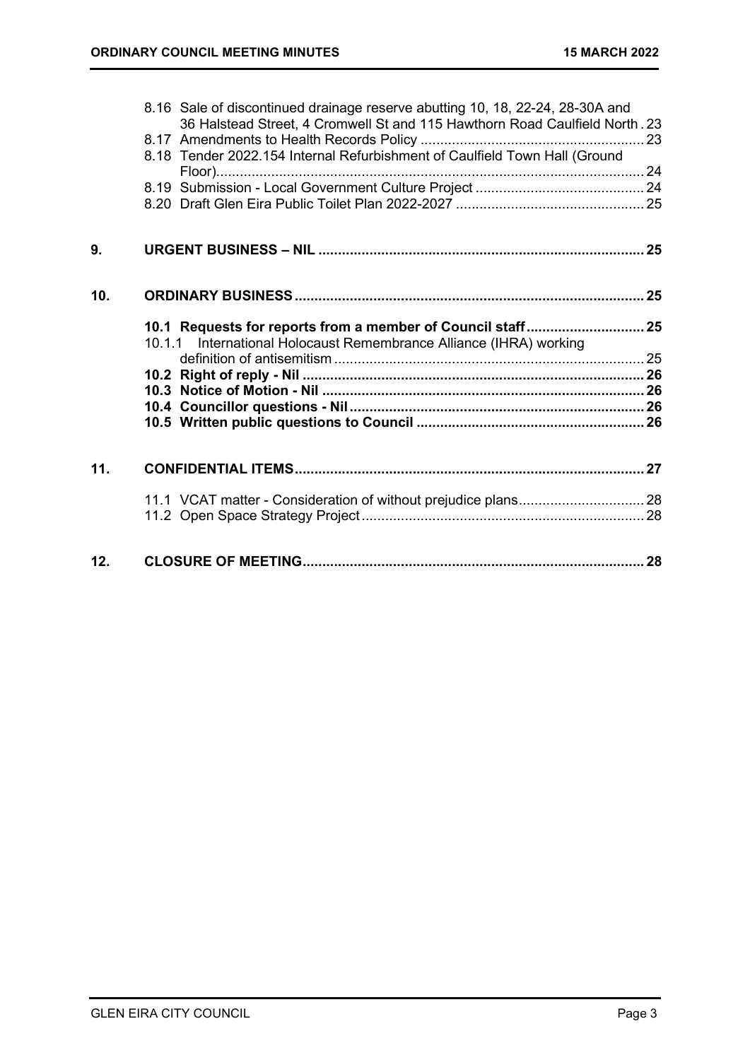8.16 Sale of discontinued drainage reserve abutting 10, 18, 22-24, 28-30A and 36 Halstead Street, 4 Cromwell St and 115 Hawthorn Road Caulfield North . 23
8.17 Amendments to Health Records Policy ........................................................ 23
8.18 Tender 2022.154 Internal Refurbishment of Caulfield Town Hall (Ground Floor)........................................................................................................... 24
8.19 Submission - Local Government Culture Project .......................................... 24
8.20 Draft Glen Eira Public Toilet Plan 2022-2027 ............................................... 25

**9. URGENT BUSINESS – NIL ................................................................................ 25**

**10. ORDINARY BUSINESS ...................................................................................... 25**

**10.1 Requests for reports from a member of Council staff ............................ 25**
10.1.1 International Holocaust Remembrance Alliance (IHRA) working definition of antisemitism ............................................................................. 25
**10.2 Right of reply - Nil ..................................................................................... 26**
**10.3 Notice of Motion - Nil ................................................................................ 26**
**10.4 Councillor questions - Nil ......................................................................... 26**
**10.5 Written public questions to Council ......................................................... 26**

**11. CONFIDENTIAL ITEMS ....................................................................................... 27**

11.1 VCAT matter - Consideration of without prejudice plans ............................... 28
11.2 Open Space Strategy Project ....................................................................... 28

**12. CLOSURE OF MEETING ..................................................................................... 28**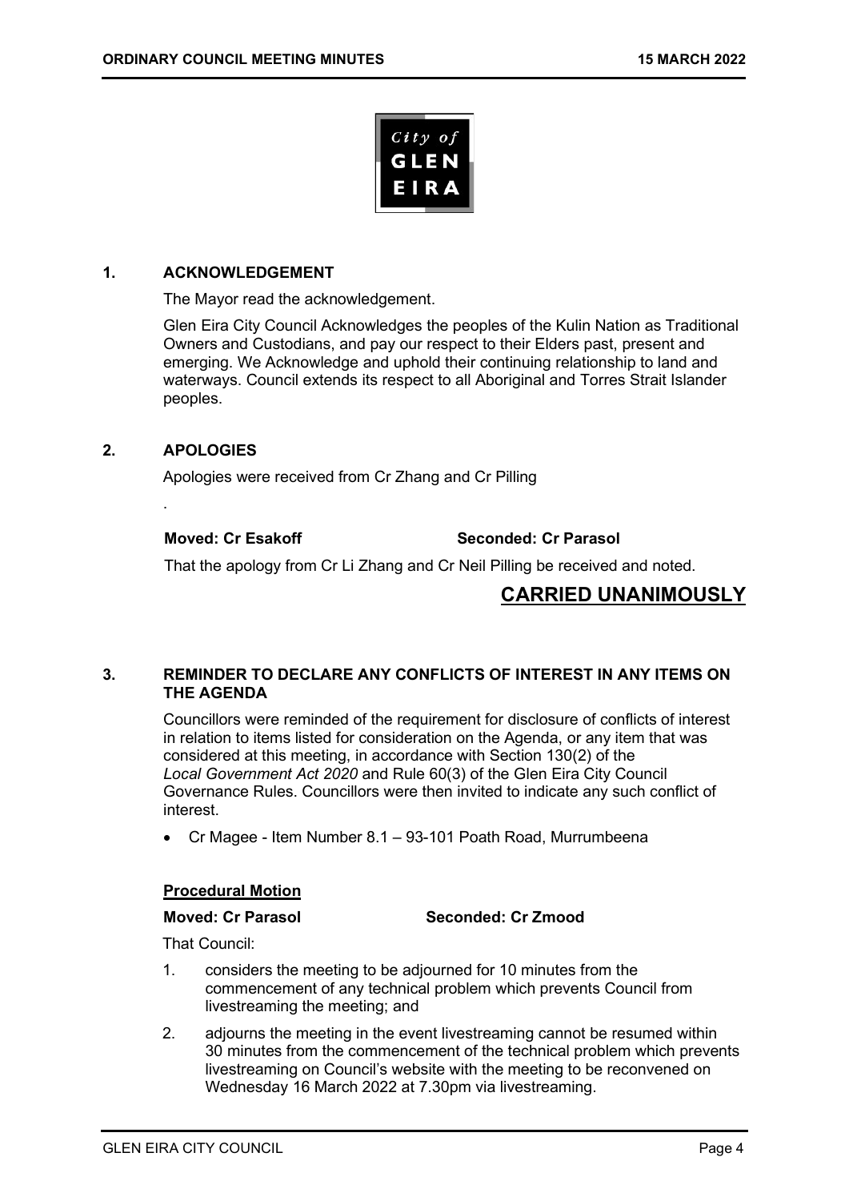## 1. ACKNOWLEDGEMENT

The Mayor read the acknowledgement.

Glen Eira City Council Acknowledges the peoples of the Kulin Nation as Traditional Owners and Custodians, and pay our respect to their Elders past, present and emerging. We Acknowledge and uphold their continuing relationship to land and waterways. Council extends its respect to all Aboriginal and Torres Strait Islander peoples.

## 2. APOLOGIES

Apologies were received from Cr Zhang and Cr Pilling

.

**Moved: Cr Esakoff** **Seconded: Cr Parasol**

That the apology from Cr Li Zhang and Cr Neil Pilling be received and noted.

**CARRIED UNANIMOUSLY**

## 3. REMINDER TO DECLARE ANY CONFLICTS OF INTEREST IN ANY ITEMS ON THE AGENDA

Councillors were reminded of the requirement for disclosure of conflicts of interest in relation to items listed for consideration on the Agenda, or any item that was considered at this meeting, in accordance with Section 130(2) of the *Local Government Act 2020* and Rule 60(3) of the Glen Eira City Council Governance Rules. Councillors were then invited to indicate any such conflict of interest.

- Cr Magee - Item Number 8.1 – 93-101 Poath Road, Murrumbeena

**Procedural Motion**

**Moved: Cr Parasol** **Seconded: Cr Zmood**

That Council:

1. considers the meeting to be adjourned for 10 minutes from the commencement of any technical problem which prevents Council from livestreaming the meeting; and
2. adjourns the meeting in the event livestreaming cannot be resumed within 30 minutes from the commencement of the technical problem which prevents livestreaming on Council's website with the meeting to be reconvened on Wednesday 16 March 2022 at 7.30pm via livestreaming.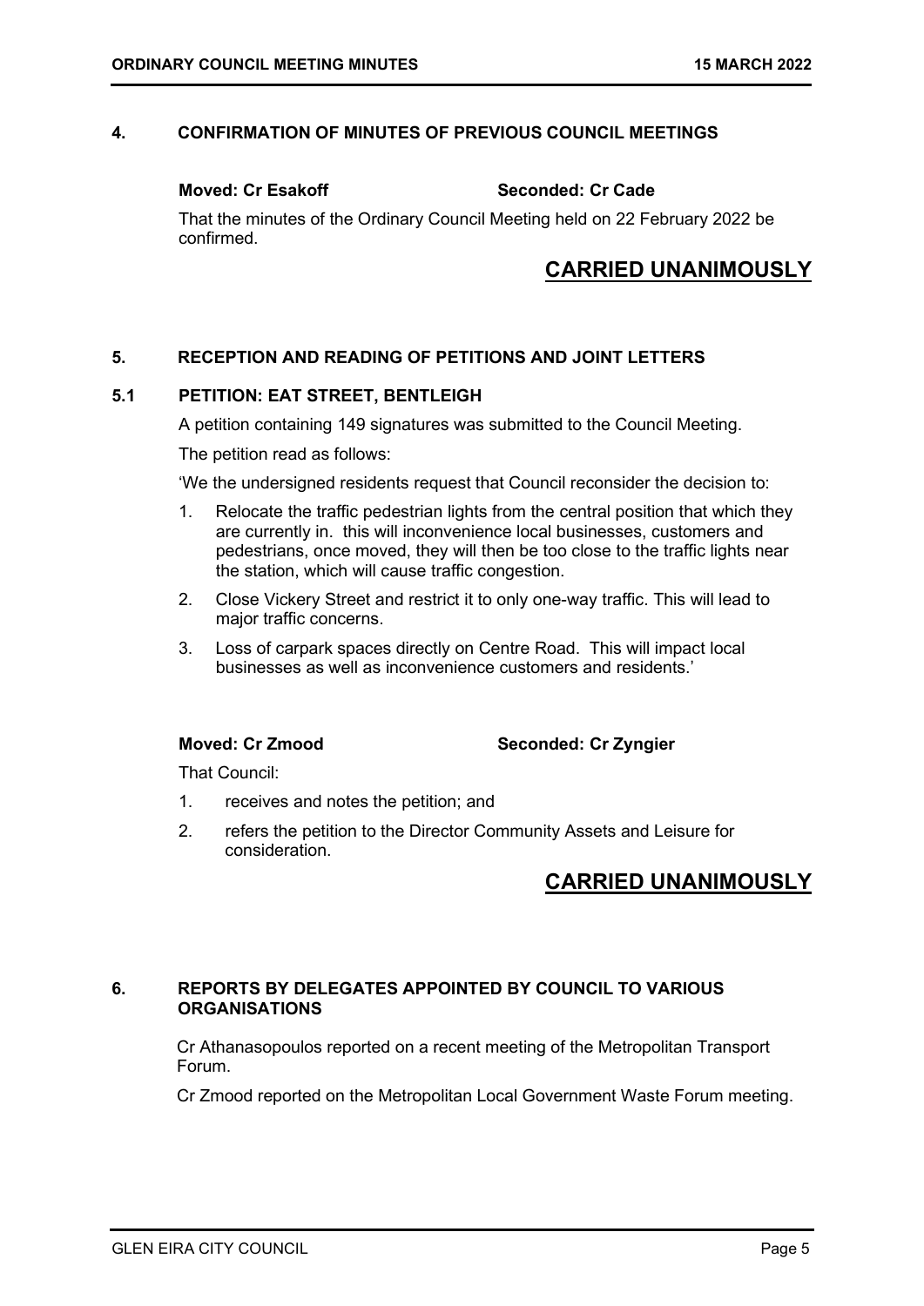## 4. CONFIRMATION OF MINUTES OF PREVIOUS COUNCIL MEETINGS

**Moved: Cr Esakoff** **Seconded: Cr Cade**

That the minutes of the Ordinary Council Meeting held on 22 February 2022 be confirmed.

**CARRIED UNANIMOUSLY**

## 5. RECEPTION AND READING OF PETITIONS AND JOINT LETTERS

### 5.1 PETITION: EAT STREET, BENTLEIGH

A petition containing 149 signatures was submitted to the Council Meeting.

The petition read as follows:

'We the undersigned residents request that Council reconsider the decision to:

1. Relocate the traffic pedestrian lights from the central position that which they are currently in. this will inconvenience local businesses, customers and pedestrians, once moved, they will then be too close to the traffic lights near the station, which will cause traffic congestion.
2. Close Vickery Street and restrict it to only one-way traffic. This will lead to major traffic concerns.
3. Loss of carpark spaces directly on Centre Road. This will impact local businesses as well as inconvenience customers and residents.'

**Moved: Cr Zmood** **Seconded: Cr Zyngier**

That Council:

1. receives and notes the petition; and
2. refers the petition to the Director Community Assets and Leisure for consideration.

**CARRIED UNANIMOUSLY**

## 6. REPORTS BY DELEGATES APPOINTED BY COUNCIL TO VARIOUS ORGANISATIONS

Cr Athanasopoulos reported on a recent meeting of the Metropolitan Transport Forum.

Cr Zmood reported on the Metropolitan Local Government Waste Forum meeting.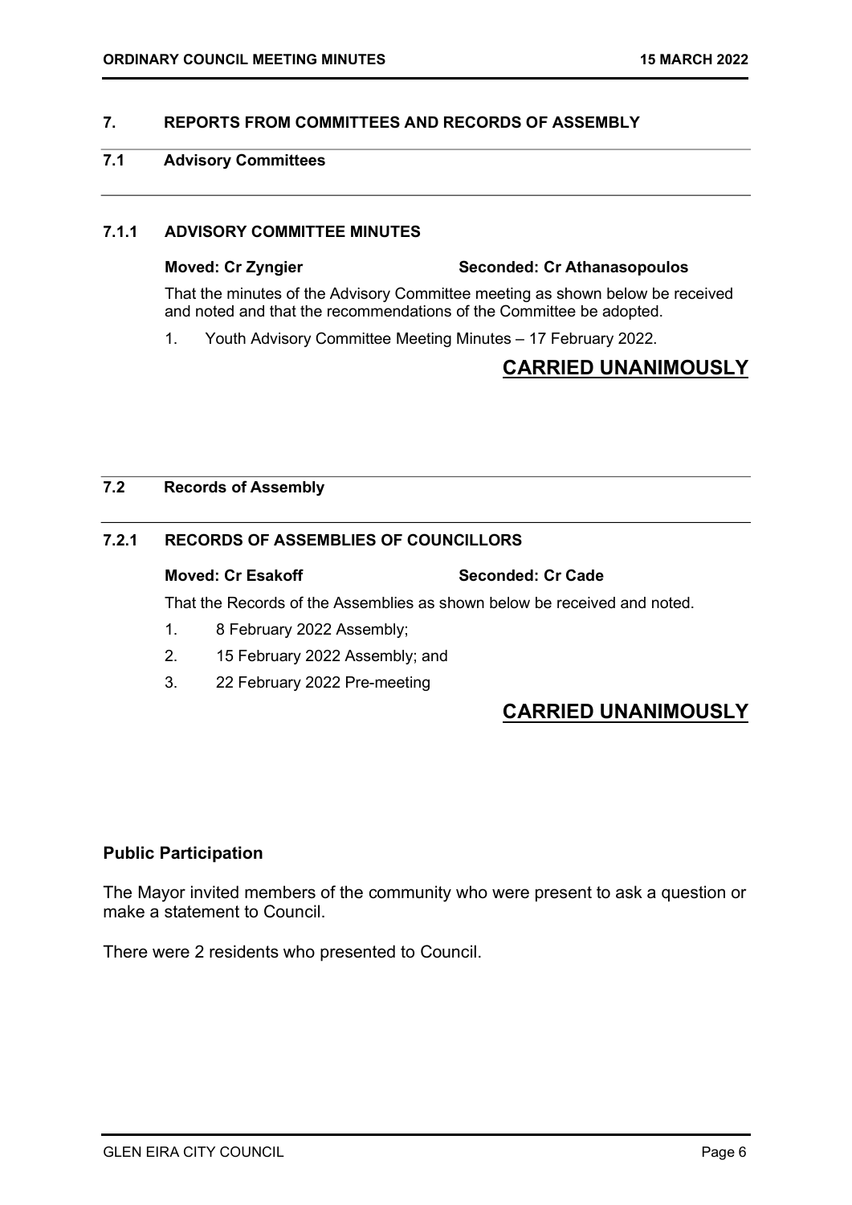## 7. REPORTS FROM COMMITTEES AND RECORDS OF ASSEMBLY

### 7.1 Advisory Committees

#### 7.1.1 ADVISORY COMMITTEE MINUTES

**Moved: Cr Zyngier** **Seconded: Cr Athanasopoulos**

That the minutes of the Advisory Committee meeting as shown below be received and noted and that the recommendations of the Committee be adopted.

1. Youth Advisory Committee Meeting Minutes – 17 February 2022.

**CARRIED UNANIMOUSLY**

### 7.2 Records of Assembly

#### 7.2.1 RECORDS OF ASSEMBLIES OF COUNCILLORS

**Moved: Cr Esakoff** **Seconded: Cr Cade**

That the Records of the Assemblies as shown below be received and noted.

1. 8 February 2022 Assembly;
2. 15 February 2022 Assembly; and
3. 22 February 2022 Pre-meeting

**CARRIED UNANIMOUSLY**

**Public Participation**

The Mayor invited members of the community who were present to ask a question or make a statement to Council.

There were 2 residents who presented to Council.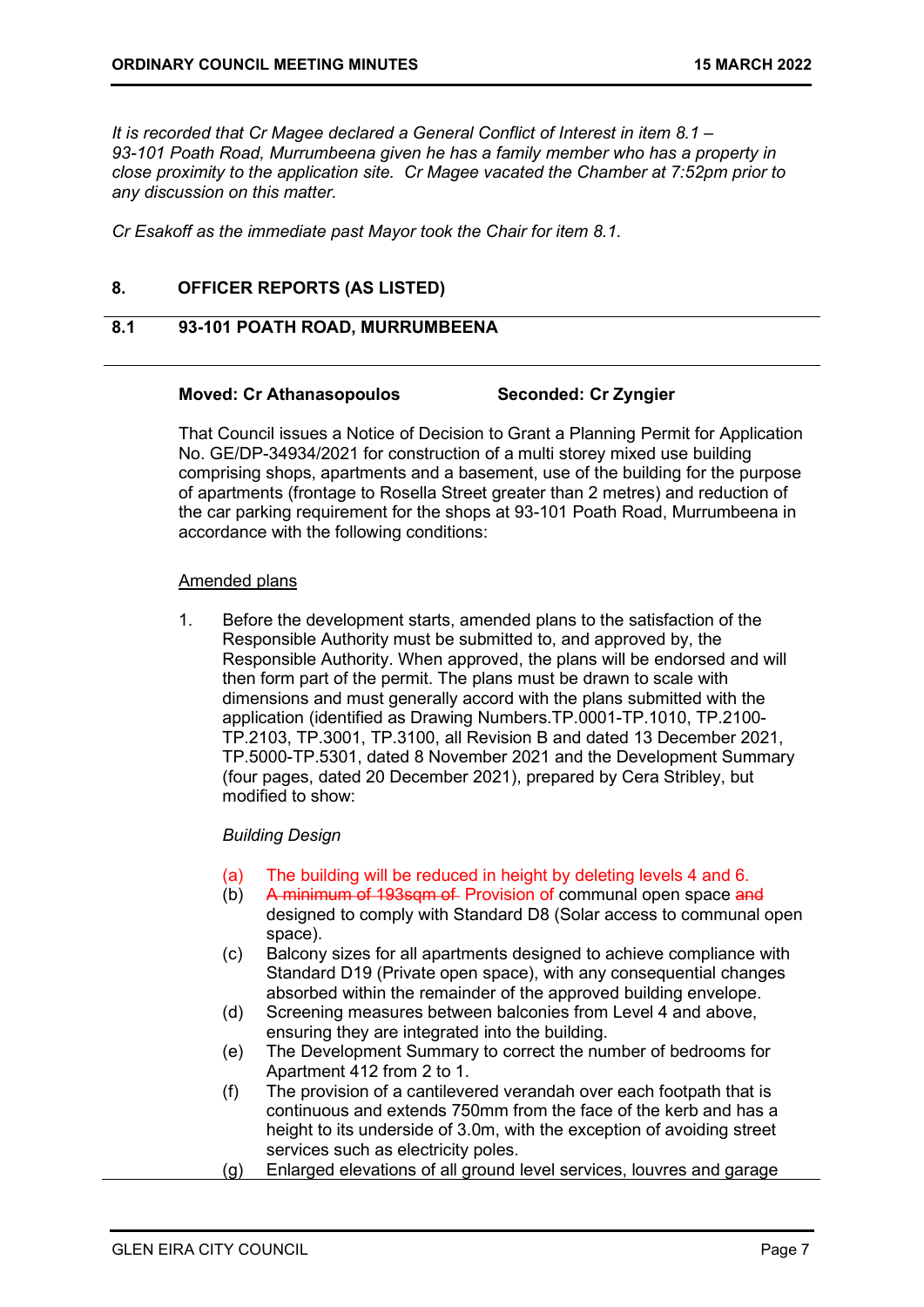*It is recorded that Cr Magee declared a General Conflict of Interest in item 8.1 – 93-101 Poath Road, Murrumbeena given he has a family member who has a property in close proximity to the application site. Cr Magee vacated the Chamber at 7:52pm prior to any discussion on this matter.*

*Cr Esakoff as the immediate past Mayor took the Chair for item 8.1.*

## 8. OFFICER REPORTS (AS LISTED)

### 8.1 93-101 POATH ROAD, MURRUMBEENA

**Moved: Cr Athanasopoulos** **Seconded: Cr Zyngier**

That Council issues a Notice of Decision to Grant a Planning Permit for Application No. GE/DP-34934/2021 for construction of a multi storey mixed use building comprising shops, apartments and a basement, use of the building for the purpose of apartments (frontage to Rosella Street greater than 2 metres) and reduction of the car parking requirement for the shops at 93-101 Poath Road, Murrumbeena in accordance with the following conditions:

<u>Amended plans</u>

1. Before the development starts, amended plans to the satisfaction of the Responsible Authority must be submitted to, and approved by, the Responsible Authority. When approved, the plans will be endorsed and will then form part of the permit. The plans must be drawn to scale with dimensions and must generally accord with the plans submitted with the application (identified as Drawing Numbers.TP.0001-TP.1010, TP.2100-TP.2103, TP.3001, TP.3100, all Revision B and dated 13 December 2021, TP.5000-TP.5301, dated 8 November 2021 and the Development Summary (four pages, dated 20 December 2021), prepared by Cera Stribley, but modified to show:

   *Building Design*

   (a) The building will be reduced in height by deleting levels 4 and 6.
   (b) ~~A minimum of 193sqm of~~ Provision of communal open space ~~and~~ designed to comply with Standard D8 (Solar access to communal open space).
   (c) Balcony sizes for all apartments designed to achieve compliance with Standard D19 (Private open space), with any consequential changes absorbed within the remainder of the approved building envelope.
   (d) Screening measures between balconies from Level 4 and above, ensuring they are integrated into the building.
   (e) The Development Summary to correct the number of bedrooms for Apartment 412 from 2 to 1.
   (f) The provision of a cantilevered verandah over each footpath that is continuous and extends 750mm from the face of the kerb and has a height to its underside of 3.0m, with the exception of avoiding street services such as electricity poles.
   (g) Enlarged elevations of all ground level services, louvres and garage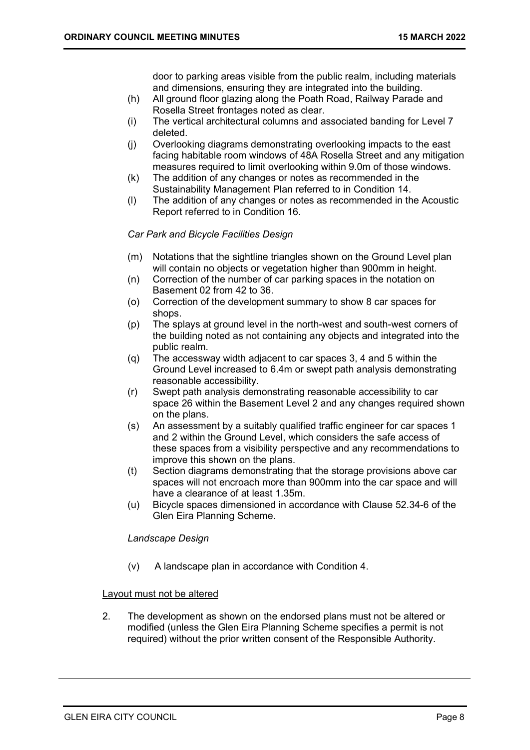door to parking areas visible from the public realm, including materials and dimensions, ensuring they are integrated into the building.

(h) All ground floor glazing along the Poath Road, Railway Parade and Rosella Street frontages noted as clear.

(i) The vertical architectural columns and associated banding for Level 7 deleted.

(j) Overlooking diagrams demonstrating overlooking impacts to the east facing habitable room windows of 48A Rosella Street and any mitigation measures required to limit overlooking within 9.0m of those windows.

(k) The addition of any changes or notes as recommended in the Sustainability Management Plan referred to in Condition 14.

(l) The addition of any changes or notes as recommended in the Acoustic Report referred to in Condition 16.

*Car Park and Bicycle Facilities Design*

(m) Notations that the sightline triangles shown on the Ground Level plan will contain no objects or vegetation higher than 900mm in height.

(n) Correction of the number of car parking spaces in the notation on Basement 02 from 42 to 36.

(o) Correction of the development summary to show 8 car spaces for shops.

(p) The splays at ground level in the north-west and south-west corners of the building noted as not containing any objects and integrated into the public realm.

(q) The accessway width adjacent to car spaces 3, 4 and 5 within the Ground Level increased to 6.4m or swept path analysis demonstrating reasonable accessibility.

(r) Swept path analysis demonstrating reasonable accessibility to car space 26 within the Basement Level 2 and any changes required shown on the plans.

(s) An assessment by a suitably qualified traffic engineer for car spaces 1 and 2 within the Ground Level, which considers the safe access of these spaces from a visibility perspective and any recommendations to improve this shown on the plans.

(t) Section diagrams demonstrating that the storage provisions above car spaces will not encroach more than 900mm into the car space and will have a clearance of at least 1.35m.

(u) Bicycle spaces dimensioned in accordance with Clause 52.34-6 of the Glen Eira Planning Scheme.

*Landscape Design*

(v) A landscape plan in accordance with Condition 4.

Layout must not be altered

2. The development as shown on the endorsed plans must not be altered or modified (unless the Glen Eira Planning Scheme specifies a permit is not required) without the prior written consent of the Responsible Authority.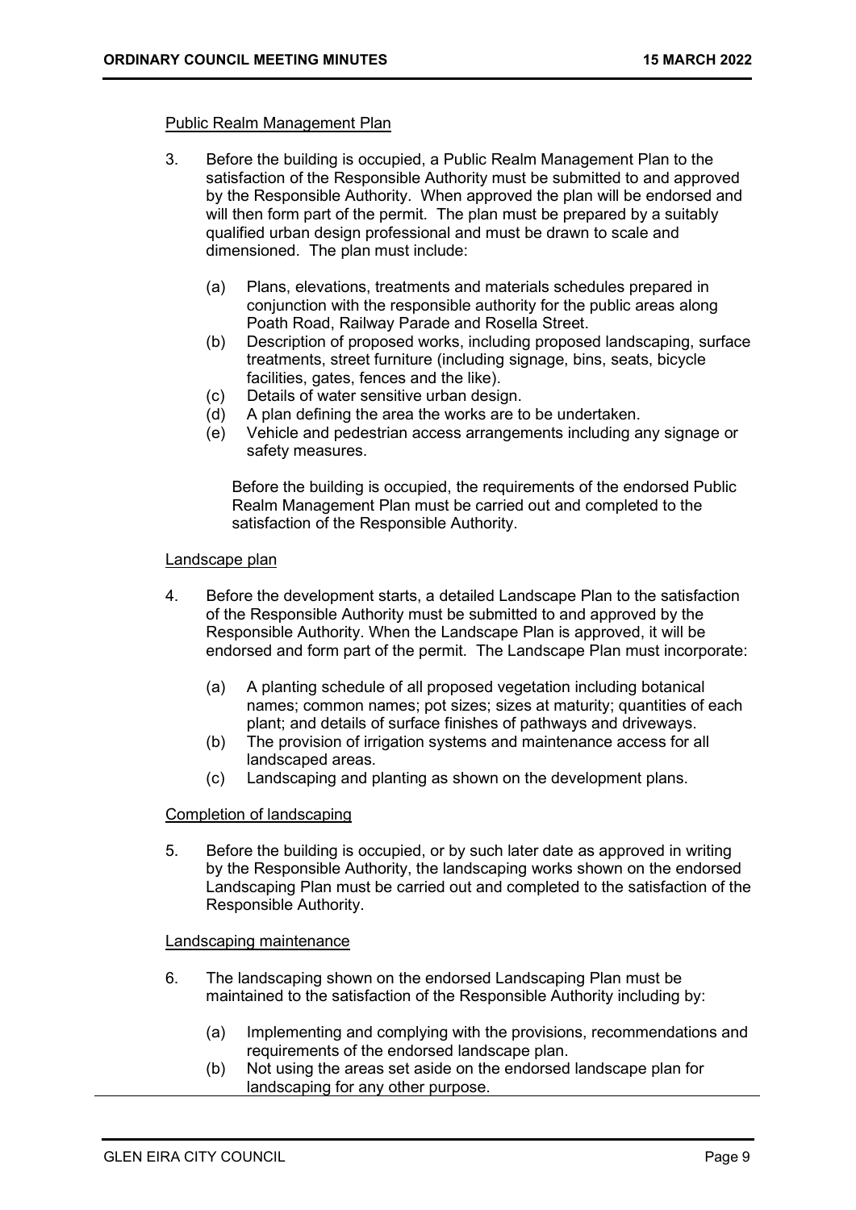Public Realm Management Plan

3. Before the building is occupied, a Public Realm Management Plan to the satisfaction of the Responsible Authority must be submitted to and approved by the Responsible Authority. When approved the plan will be endorsed and will then form part of the permit. The plan must be prepared by a suitably qualified urban design professional and must be drawn to scale and dimensioned. The plan must include:

   (a) Plans, elevations, treatments and materials schedules prepared in conjunction with the responsible authority for the public areas along Poath Road, Railway Parade and Rosella Street.
   (b) Description of proposed works, including proposed landscaping, surface treatments, street furniture (including signage, bins, seats, bicycle facilities, gates, fences and the like).
   (c) Details of water sensitive urban design.
   (d) A plan defining the area the works are to be undertaken.
   (e) Vehicle and pedestrian access arrangements including any signage or safety measures.

   Before the building is occupied, the requirements of the endorsed Public Realm Management Plan must be carried out and completed to the satisfaction of the Responsible Authority.

Landscape plan

4. Before the development starts, a detailed Landscape Plan to the satisfaction of the Responsible Authority must be submitted to and approved by the Responsible Authority. When the Landscape Plan is approved, it will be endorsed and form part of the permit. The Landscape Plan must incorporate:

   (a) A planting schedule of all proposed vegetation including botanical names; common names; pot sizes; sizes at maturity; quantities of each plant; and details of surface finishes of pathways and driveways.
   (b) The provision of irrigation systems and maintenance access for all landscaped areas.
   (c) Landscaping and planting as shown on the development plans.

Completion of landscaping

5. Before the building is occupied, or by such later date as approved in writing by the Responsible Authority, the landscaping works shown on the endorsed Landscaping Plan must be carried out and completed to the satisfaction of the Responsible Authority.

Landscaping maintenance

6. The landscaping shown on the endorsed Landscaping Plan must be maintained to the satisfaction of the Responsible Authority including by:

   (a) Implementing and complying with the provisions, recommendations and requirements of the endorsed landscape plan.
   (b) Not using the areas set aside on the endorsed landscape plan for landscaping for any other purpose.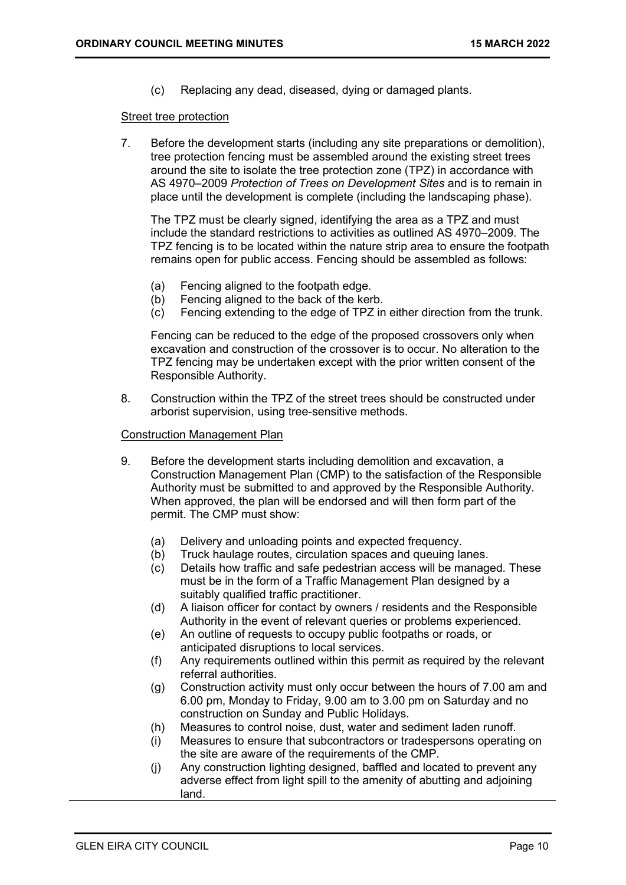(c) Replacing any dead, diseased, dying or damaged plants.

Street tree protection

7. Before the development starts (including any site preparations or demolition), tree protection fencing must be assembled around the existing street trees around the site to isolate the tree protection zone (TPZ) in accordance with AS 4970–2009 *Protection of Trees on Development Sites* and is to remain in place until the development is complete (including the landscaping phase).

   The TPZ must be clearly signed, identifying the area as a TPZ and must include the standard restrictions to activities as outlined AS 4970–2009. The TPZ fencing is to be located within the nature strip area to ensure the footpath remains open for public access. Fencing should be assembled as follows:

   (a) Fencing aligned to the footpath edge.
   (b) Fencing aligned to the back of the kerb.
   (c) Fencing extending to the edge of TPZ in either direction from the trunk.

   Fencing can be reduced to the edge of the proposed crossovers only when excavation and construction of the crossover is to occur. No alteration to the TPZ fencing may be undertaken except with the prior written consent of the Responsible Authority.

8. Construction within the TPZ of the street trees should be constructed under arborist supervision, using tree-sensitive methods.

Construction Management Plan

9. Before the development starts including demolition and excavation, a Construction Management Plan (CMP) to the satisfaction of the Responsible Authority must be submitted to and approved by the Responsible Authority. When approved, the plan will be endorsed and will then form part of the permit. The CMP must show:

   (a) Delivery and unloading points and expected frequency.
   (b) Truck haulage routes, circulation spaces and queuing lanes.
   (c) Details how traffic and safe pedestrian access will be managed. These must be in the form of a Traffic Management Plan designed by a suitably qualified traffic practitioner.
   (d) A liaison officer for contact by owners / residents and the Responsible Authority in the event of relevant queries or problems experienced.
   (e) An outline of requests to occupy public footpaths or roads, or anticipated disruptions to local services.
   (f) Any requirements outlined within this permit as required by the relevant referral authorities.
   (g) Construction activity must only occur between the hours of 7.00 am and 6.00 pm, Monday to Friday, 9.00 am to 3.00 pm on Saturday and no construction on Sunday and Public Holidays.
   (h) Measures to control noise, dust, water and sediment laden runoff.
   (i) Measures to ensure that subcontractors or tradespersons operating on the site are aware of the requirements of the CMP.
   (j) Any construction lighting designed, baffled and located to prevent any adverse effect from light spill to the amenity of abutting and adjoining land.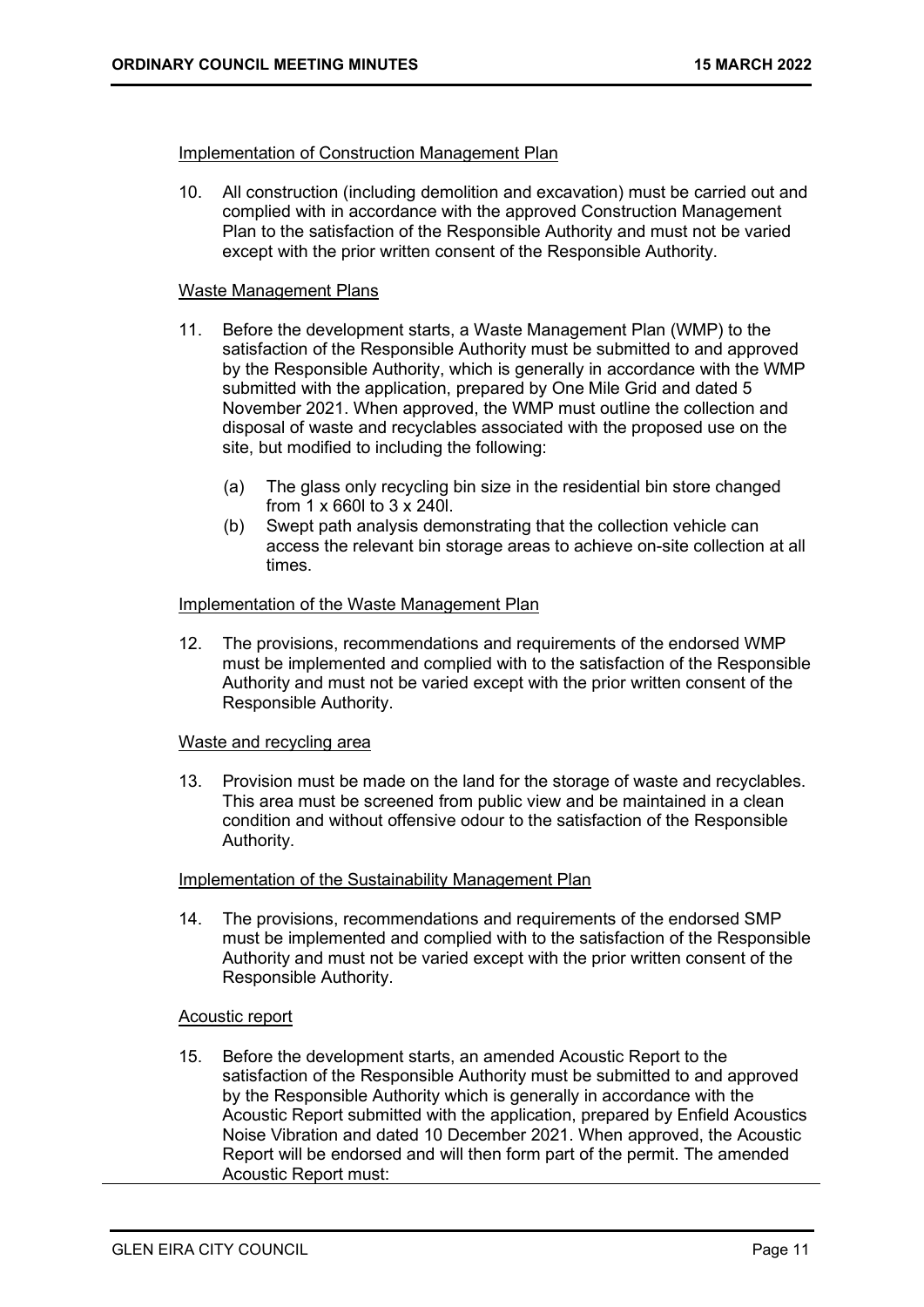Implementation of Construction Management Plan

10. All construction (including demolition and excavation) must be carried out and complied with in accordance with the approved Construction Management Plan to the satisfaction of the Responsible Authority and must not be varied except with the prior written consent of the Responsible Authority.

Waste Management Plans

11. Before the development starts, a Waste Management Plan (WMP) to the satisfaction of the Responsible Authority must be submitted to and approved by the Responsible Authority, which is generally in accordance with the WMP submitted with the application, prepared by One Mile Grid and dated 5 November 2021. When approved, the WMP must outline the collection and disposal of waste and recyclables associated with the proposed use on the site, but modified to including the following:

    (a) The glass only recycling bin size in the residential bin store changed from 1 x 660l to 3 x 240l.
    (b) Swept path analysis demonstrating that the collection vehicle can access the relevant bin storage areas to achieve on-site collection at all times.

Implementation of the Waste Management Plan

12. The provisions, recommendations and requirements of the endorsed WMP must be implemented and complied with to the satisfaction of the Responsible Authority and must not be varied except with the prior written consent of the Responsible Authority.

Waste and recycling area

13. Provision must be made on the land for the storage of waste and recyclables. This area must be screened from public view and be maintained in a clean condition and without offensive odour to the satisfaction of the Responsible Authority.

Implementation of the Sustainability Management Plan

14. The provisions, recommendations and requirements of the endorsed SMP must be implemented and complied with to the satisfaction of the Responsible Authority and must not be varied except with the prior written consent of the Responsible Authority.

Acoustic report

15. Before the development starts, an amended Acoustic Report to the satisfaction of the Responsible Authority must be submitted to and approved by the Responsible Authority which is generally in accordance with the Acoustic Report submitted with the application, prepared by Enfield Acoustics Noise Vibration and dated 10 December 2021. When approved, the Acoustic Report will be endorsed and will then form part of the permit. The amended Acoustic Report must: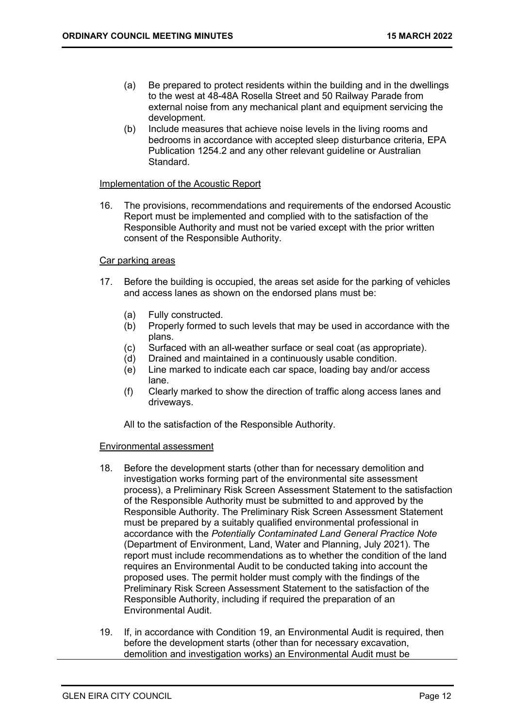(a) Be prepared to protect residents within the building and in the dwellings to the west at 48-48A Rosella Street and 50 Railway Parade from external noise from any mechanical plant and equipment servicing the development.
(b) Include measures that achieve noise levels in the living rooms and bedrooms in accordance with accepted sleep disturbance criteria, EPA Publication 1254.2 and any other relevant guideline or Australian Standard.

Implementation of the Acoustic Report

16. The provisions, recommendations and requirements of the endorsed Acoustic Report must be implemented and complied with to the satisfaction of the Responsible Authority and must not be varied except with the prior written consent of the Responsible Authority.

Car parking areas

17. Before the building is occupied, the areas set aside for the parking of vehicles and access lanes as shown on the endorsed plans must be:

    (a) Fully constructed.
    (b) Properly formed to such levels that may be used in accordance with the plans.
    (c) Surfaced with an all-weather surface or seal coat (as appropriate).
    (d) Drained and maintained in a continuously usable condition.
    (e) Line marked to indicate each car space, loading bay and/or access lane.
    (f) Clearly marked to show the direction of traffic along access lanes and driveways.

    All to the satisfaction of the Responsible Authority.

Environmental assessment

18. Before the development starts (other than for necessary demolition and investigation works forming part of the environmental site assessment process), a Preliminary Risk Screen Assessment Statement to the satisfaction of the Responsible Authority must be submitted to and approved by the Responsible Authority. The Preliminary Risk Screen Assessment Statement must be prepared by a suitably qualified environmental professional in accordance with the *Potentially Contaminated Land General Practice Note* (Department of Environment, Land, Water and Planning, July 2021). The report must include recommendations as to whether the condition of the land requires an Environmental Audit to be conducted taking into account the proposed uses. The permit holder must comply with the findings of the Preliminary Risk Screen Assessment Statement to the satisfaction of the Responsible Authority, including if required the preparation of an Environmental Audit.

19. If, in accordance with Condition 19, an Environmental Audit is required, then before the development starts (other than for necessary excavation, demolition and investigation works) an Environmental Audit must be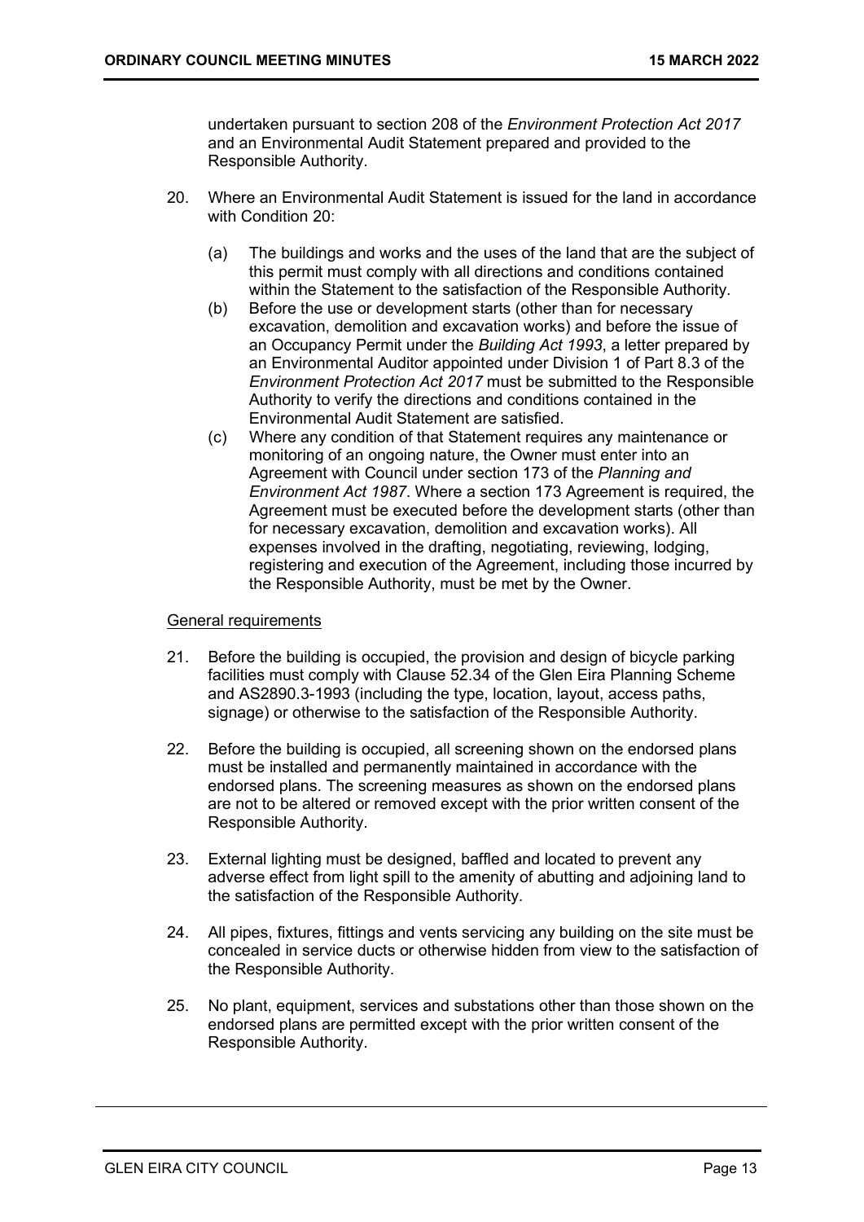undertaken pursuant to section 208 of the *Environment Protection Act 2017* and an Environmental Audit Statement prepared and provided to the Responsible Authority.

20. Where an Environmental Audit Statement is issued for the land in accordance with Condition 20:

    (a) The buildings and works and the uses of the land that are the subject of this permit must comply with all directions and conditions contained within the Statement to the satisfaction of the Responsible Authority.

    (b) Before the use or development starts (other than for necessary excavation, demolition and excavation works) and before the issue of an Occupancy Permit under the *Building Act 1993*, a letter prepared by an Environmental Auditor appointed under Division 1 of Part 8.3 of the *Environment Protection Act 2017* must be submitted to the Responsible Authority to verify the directions and conditions contained in the Environmental Audit Statement are satisfied.

    (c) Where any condition of that Statement requires any maintenance or monitoring of an ongoing nature, the Owner must enter into an Agreement with Council under section 173 of the *Planning and Environment Act 1987*. Where a section 173 Agreement is required, the Agreement must be executed before the development starts (other than for necessary excavation, demolition and excavation works). All expenses involved in the drafting, negotiating, reviewing, lodging, registering and execution of the Agreement, including those incurred by the Responsible Authority, must be met by the Owner.

<u>General requirements</u>

21. Before the building is occupied, the provision and design of bicycle parking facilities must comply with Clause 52.34 of the Glen Eira Planning Scheme and AS2890.3-1993 (including the type, location, layout, access paths, signage) or otherwise to the satisfaction of the Responsible Authority.

22. Before the building is occupied, all screening shown on the endorsed plans must be installed and permanently maintained in accordance with the endorsed plans. The screening measures as shown on the endorsed plans are not to be altered or removed except with the prior written consent of the Responsible Authority.

23. External lighting must be designed, baffled and located to prevent any adverse effect from light spill to the amenity of abutting and adjoining land to the satisfaction of the Responsible Authority.

24. All pipes, fixtures, fittings and vents servicing any building on the site must be concealed in service ducts or otherwise hidden from view to the satisfaction of the Responsible Authority.

25. No plant, equipment, services and substations other than those shown on the endorsed plans are permitted except with the prior written consent of the Responsible Authority.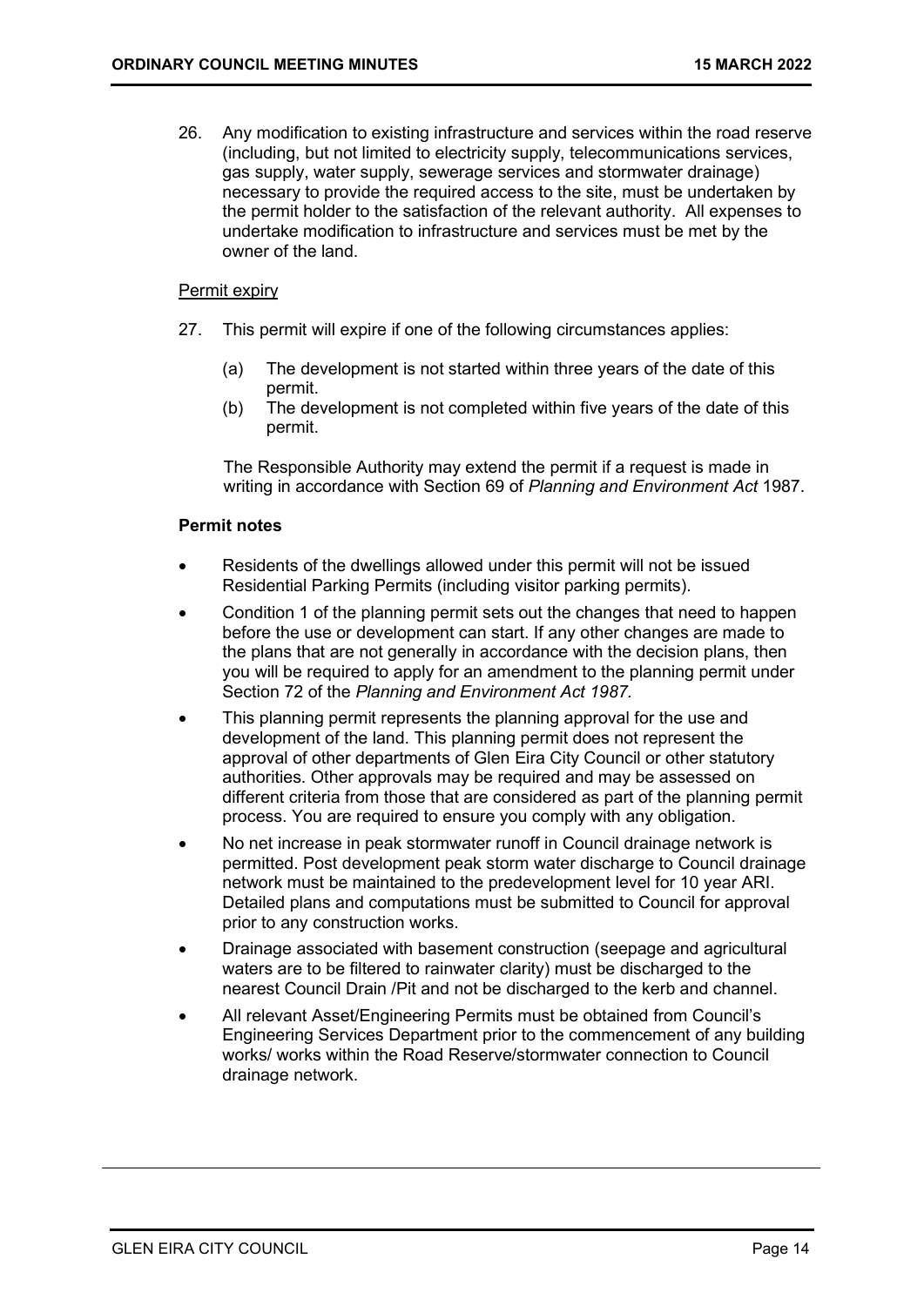26. Any modification to existing infrastructure and services within the road reserve (including, but not limited to electricity supply, telecommunications services, gas supply, water supply, sewerage services and stormwater drainage) necessary to provide the required access to the site, must be undertaken by the permit holder to the satisfaction of the relevant authority. All expenses to undertake modification to infrastructure and services must be met by the owner of the land.

Permit expiry

27. This permit will expire if one of the following circumstances applies:

    (a) The development is not started within three years of the date of this permit.

    (b) The development is not completed within five years of the date of this permit.

    The Responsible Authority may extend the permit if a request is made in writing in accordance with Section 69 of *Planning and Environment Act* 1987.

**Permit notes**

- Residents of the dwellings allowed under this permit will not be issued Residential Parking Permits (including visitor parking permits).
- Condition 1 of the planning permit sets out the changes that need to happen before the use or development can start. If any other changes are made to the plans that are not generally in accordance with the decision plans, then you will be required to apply for an amendment to the planning permit under Section 72 of the *Planning and Environment Act 1987.*
- This planning permit represents the planning approval for the use and development of the land. This planning permit does not represent the approval of other departments of Glen Eira City Council or other statutory authorities. Other approvals may be required and may be assessed on different criteria from those that are considered as part of the planning permit process. You are required to ensure you comply with any obligation.
- No net increase in peak stormwater runoff in Council drainage network is permitted. Post development peak storm water discharge to Council drainage network must be maintained to the predevelopment level for 10 year ARI. Detailed plans and computations must be submitted to Council for approval prior to any construction works.
- Drainage associated with basement construction (seepage and agricultural waters are to be filtered to rainwater clarity) must be discharged to the nearest Council Drain /Pit and not be discharged to the kerb and channel.
- All relevant Asset/Engineering Permits must be obtained from Council's Engineering Services Department prior to the commencement of any building works/ works within the Road Reserve/stormwater connection to Council drainage network.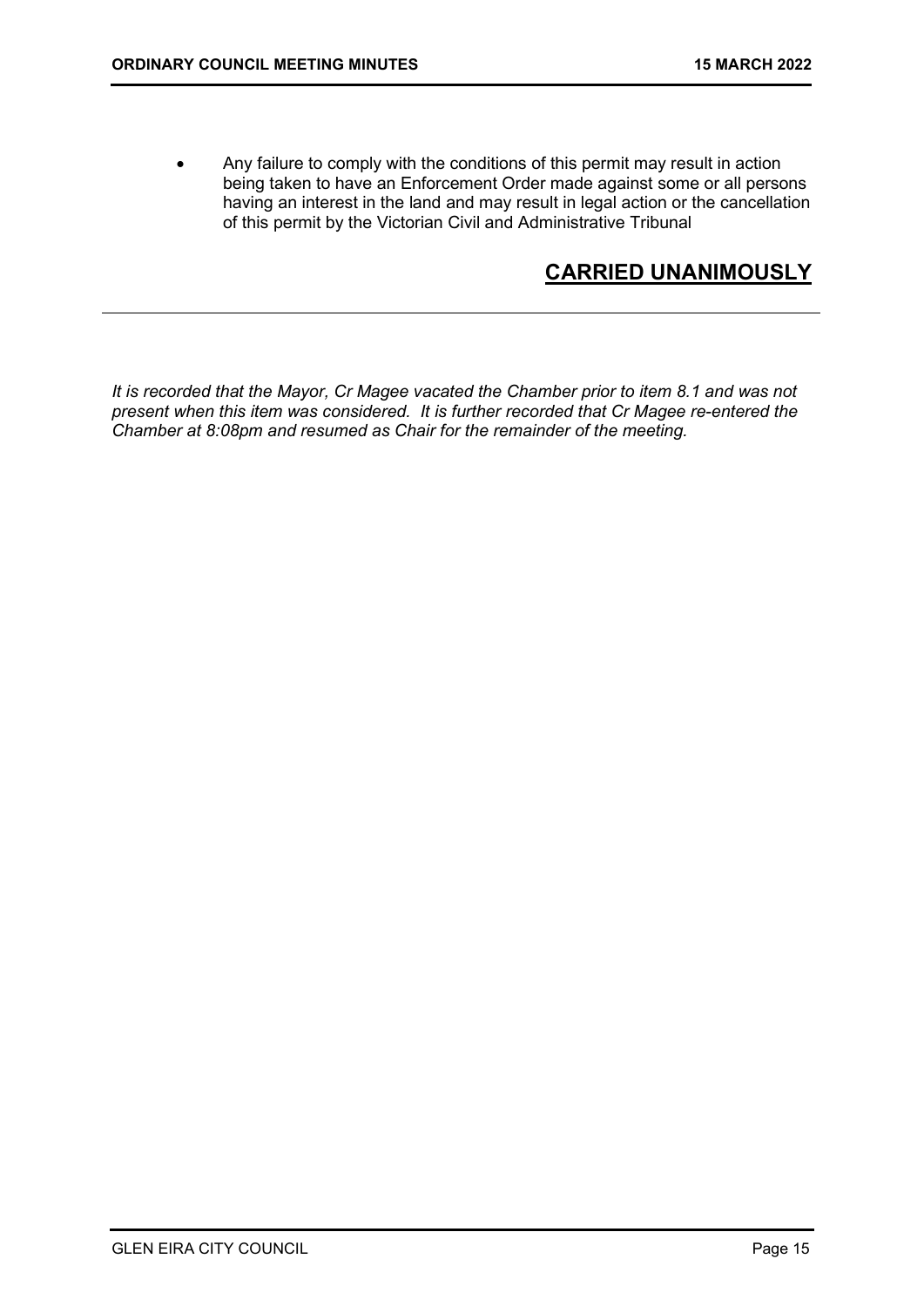- Any failure to comply with the conditions of this permit may result in action being taken to have an Enforcement Order made against some or all persons having an interest in the land and may result in legal action or the cancellation of this permit by the Victorian Civil and Administrative Tribunal

**CARRIED UNANIMOUSLY**

---

*It is recorded that the Mayor, Cr Magee vacated the Chamber prior to item 8.1 and was not present when this item was considered. It is further recorded that Cr Magee re-entered the Chamber at 8:08pm and resumed as Chair for the remainder of the meeting.*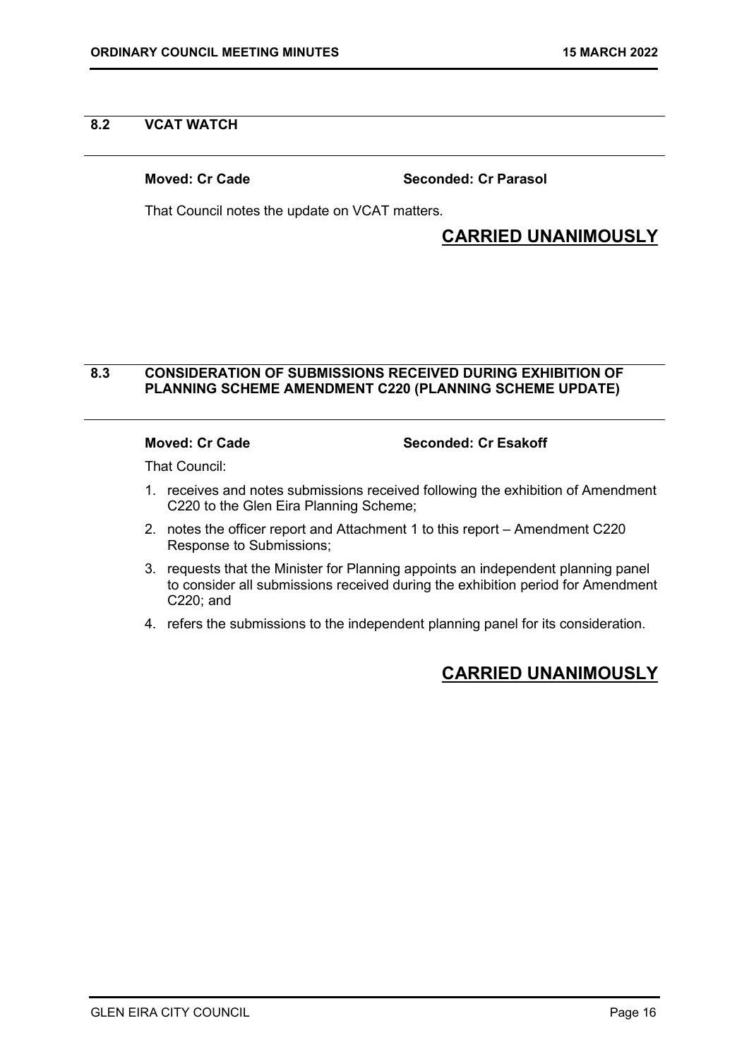## 8.2 VCAT WATCH

**Moved: Cr Cade** **Seconded: Cr Parasol**

That Council notes the update on VCAT matters.

**CARRIED UNANIMOUSLY**

## 8.3 CONSIDERATION OF SUBMISSIONS RECEIVED DURING EXHIBITION OF PLANNING SCHEME AMENDMENT C220 (PLANNING SCHEME UPDATE)

**Moved: Cr Cade** **Seconded: Cr Esakoff**

That Council:

1. receives and notes submissions received following the exhibition of Amendment C220 to the Glen Eira Planning Scheme;
2. notes the officer report and Attachment 1 to this report – Amendment C220 Response to Submissions;
3. requests that the Minister for Planning appoints an independent planning panel to consider all submissions received during the exhibition period for Amendment C220; and
4. refers the submissions to the independent planning panel for its consideration.

**CARRIED UNANIMOUSLY**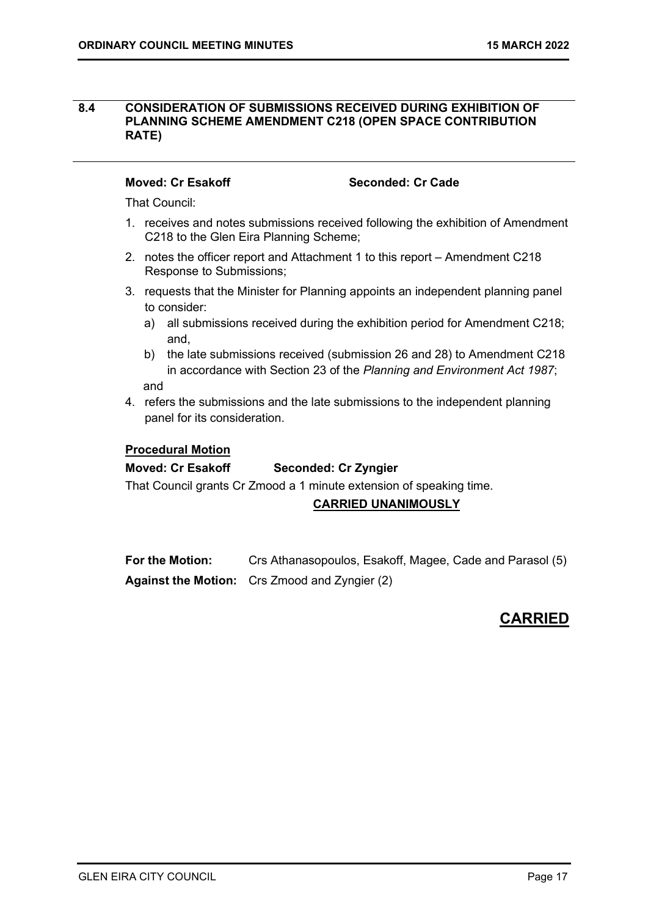## 8.4 CONSIDERATION OF SUBMISSIONS RECEIVED DURING EXHIBITION OF PLANNING SCHEME AMENDMENT C218 (OPEN SPACE CONTRIBUTION RATE)

**Moved: Cr Esakoff** **Seconded: Cr Cade**

That Council:

1. receives and notes submissions received following the exhibition of Amendment C218 to the Glen Eira Planning Scheme;
2. notes the officer report and Attachment 1 to this report – Amendment C218 Response to Submissions;
3. requests that the Minister for Planning appoints an independent planning panel to consider:
   a) all submissions received during the exhibition period for Amendment C218; and,
   b) the late submissions received (submission 26 and 28) to Amendment C218 in accordance with Section 23 of the *Planning and Environment Act 1987*;

   and
4. refers the submissions and the late submissions to the independent planning panel for its consideration.

**Procedural Motion**

**Moved: Cr Esakoff** **Seconded: Cr Zyngier**

That Council grants Cr Zmood a 1 minute extension of speaking time.

**CARRIED UNANIMOUSLY**

**For the Motion:** Crs Athanasopoulos, Esakoff, Magee, Cade and Parasol (5)

**Against the Motion:** Crs Zmood and Zyngier (2)

**CARRIED**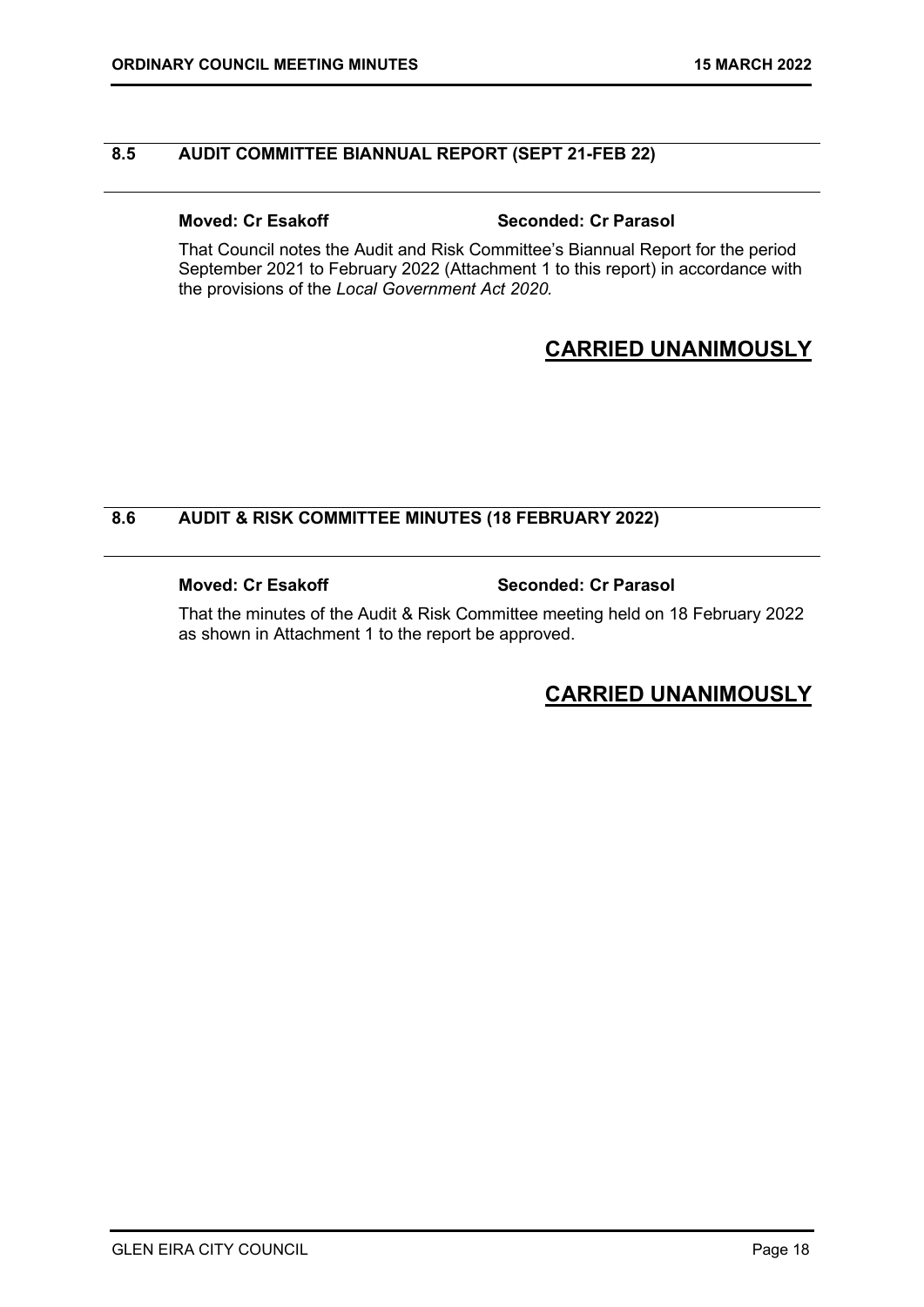## 8.5 AUDIT COMMITTEE BIANNUAL REPORT (SEPT 21-FEB 22)

**Moved: Cr Esakoff** **Seconded: Cr Parasol**

That Council notes the Audit and Risk Committee's Biannual Report for the period September 2021 to February 2022 (Attachment 1 to this report) in accordance with the provisions of the *Local Government Act 2020.*

**CARRIED UNANIMOUSLY**

## 8.6 AUDIT & RISK COMMITTEE MINUTES (18 FEBRUARY 2022)

**Moved: Cr Esakoff** **Seconded: Cr Parasol**

That the minutes of the Audit & Risk Committee meeting held on 18 February 2022 as shown in Attachment 1 to the report be approved.

**CARRIED UNANIMOUSLY**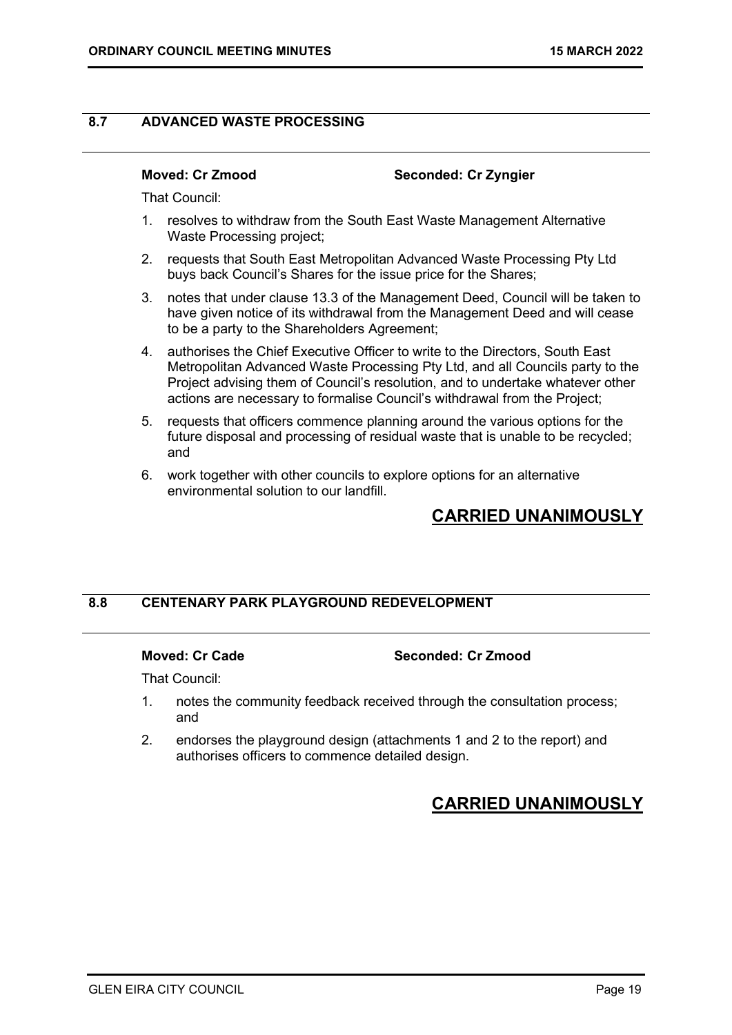## 8.7 ADVANCED WASTE PROCESSING

**Moved: Cr Zmood** **Seconded: Cr Zyngier**

That Council:

1. resolves to withdraw from the South East Waste Management Alternative Waste Processing project;
2. requests that South East Metropolitan Advanced Waste Processing Pty Ltd buys back Council's Shares for the issue price for the Shares;
3. notes that under clause 13.3 of the Management Deed, Council will be taken to have given notice of its withdrawal from the Management Deed and will cease to be a party to the Shareholders Agreement;
4. authorises the Chief Executive Officer to write to the Directors, South East Metropolitan Advanced Waste Processing Pty Ltd, and all Councils party to the Project advising them of Council's resolution, and to undertake whatever other actions are necessary to formalise Council's withdrawal from the Project;
5. requests that officers commence planning around the various options for the future disposal and processing of residual waste that is unable to be recycled; and
6. work together with other councils to explore options for an alternative environmental solution to our landfill.

**CARRIED UNANIMOUSLY**

## 8.8 CENTENARY PARK PLAYGROUND REDEVELOPMENT

**Moved: Cr Cade** **Seconded: Cr Zmood**

That Council:

1. notes the community feedback received through the consultation process; and
2. endorses the playground design (attachments 1 and 2 to the report) and authorises officers to commence detailed design.

**CARRIED UNANIMOUSLY**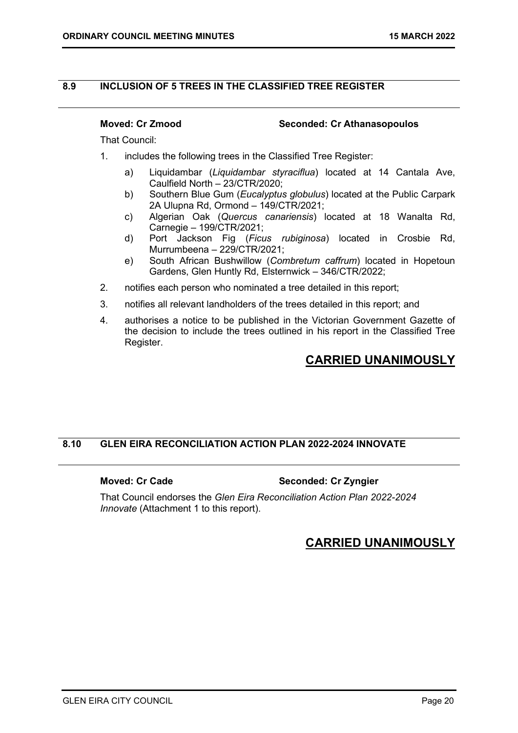## 8.9 INCLUSION OF 5 TREES IN THE CLASSIFIED TREE REGISTER

**Moved: Cr Zmood** **Seconded: Cr Athanasopoulos**

That Council:

1. includes the following trees in the Classified Tree Register:
   a) Liquidambar (*Liquidambar styraciflua*) located at 14 Cantala Ave, Caulfield North – 23/CTR/2020;
   b) Southern Blue Gum (*Eucalyptus globulus*) located at the Public Carpark 2A Ulupna Rd, Ormond – 149/CTR/2021;
   c) Algerian Oak (*Quercus canariensis*) located at 18 Wanalta Rd, Carnegie – 199/CTR/2021;
   d) Port Jackson Fig (*Ficus rubiginosa*) located in Crosbie Rd, Murrumbeena – 229/CTR/2021;
   e) South African Bushwillow (*Combretum caffrum*) located in Hopetoun Gardens, Glen Huntly Rd, Elsternwick – 346/CTR/2022;
2. notifies each person who nominated a tree detailed in this report;
3. notifies all relevant landholders of the trees detailed in this report; and
4. authorises a notice to be published in the Victorian Government Gazette of the decision to include the trees outlined in his report in the Classified Tree Register.

**CARRIED UNANIMOUSLY**

## 8.10 GLEN EIRA RECONCILIATION ACTION PLAN 2022-2024 INNOVATE

**Moved: Cr Cade** **Seconded: Cr Zyngier**

That Council endorses the *Glen Eira Reconciliation Action Plan 2022-2024 Innovate* (Attachment 1 to this report).

**CARRIED UNANIMOUSLY**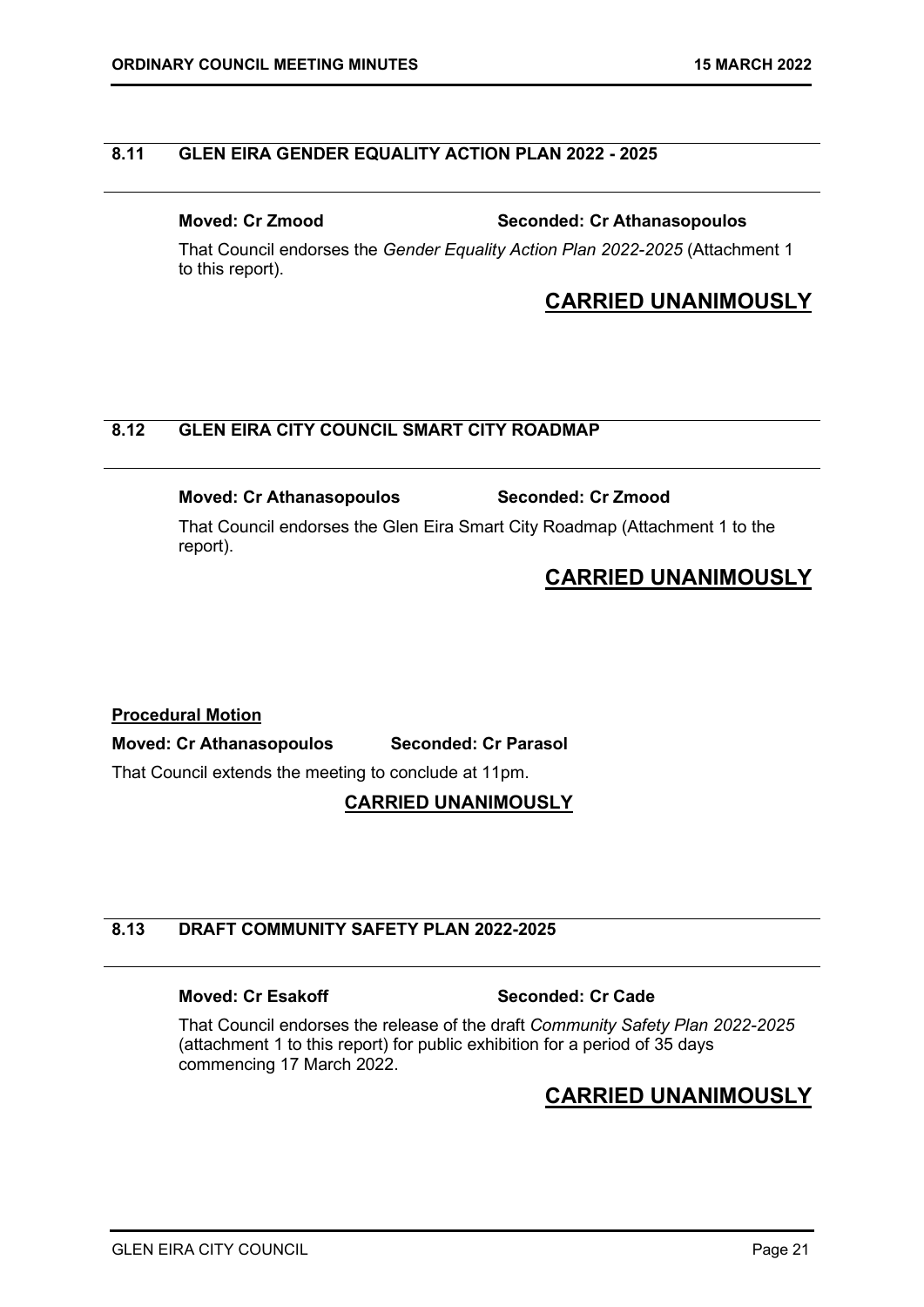## 8.11 GLEN EIRA GENDER EQUALITY ACTION PLAN 2022 - 2025

**Moved: Cr Zmood** **Seconded: Cr Athanasopoulos**

That Council endorses the *Gender Equality Action Plan 2022-2025* (Attachment 1 to this report).

**CARRIED UNANIMOUSLY**

## 8.12 GLEN EIRA CITY COUNCIL SMART CITY ROADMAP

**Moved: Cr Athanasopoulos** **Seconded: Cr Zmood**

That Council endorses the Glen Eira Smart City Roadmap (Attachment 1 to the report).

**CARRIED UNANIMOUSLY**

**Procedural Motion**

**Moved: Cr Athanasopoulos** **Seconded: Cr Parasol**

That Council extends the meeting to conclude at 11pm.

**CARRIED UNANIMOUSLY**

## 8.13 DRAFT COMMUNITY SAFETY PLAN 2022-2025

**Moved: Cr Esakoff** **Seconded: Cr Cade**

That Council endorses the release of the draft *Community Safety Plan 2022-2025* (attachment 1 to this report) for public exhibition for a period of 35 days commencing 17 March 2022.

**CARRIED UNANIMOUSLY**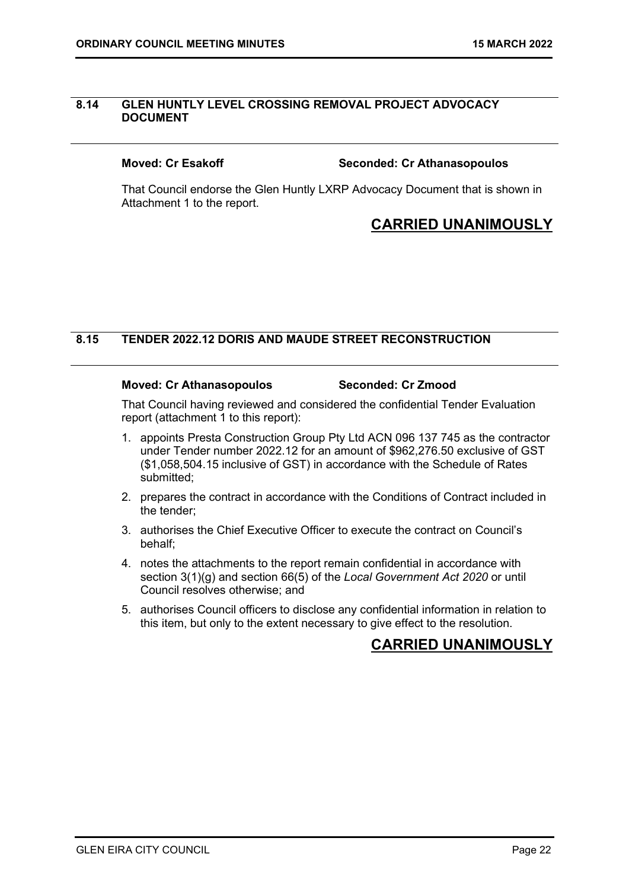## 8.14 GLEN HUNTLY LEVEL CROSSING REMOVAL PROJECT ADVOCACY DOCUMENT

**Moved: Cr Esakoff** **Seconded: Cr Athanasopoulos**

That Council endorse the Glen Huntly LXRP Advocacy Document that is shown in Attachment 1 to the report.

**CARRIED UNANIMOUSLY**

## 8.15 TENDER 2022.12 DORIS AND MAUDE STREET RECONSTRUCTION

**Moved: Cr Athanasopoulos** **Seconded: Cr Zmood**

That Council having reviewed and considered the confidential Tender Evaluation report (attachment 1 to this report):

1. appoints Presta Construction Group Pty Ltd ACN 096 137 745 as the contractor under Tender number 2022.12 for an amount of $962,276.50 exclusive of GST ($1,058,504.15 inclusive of GST) in accordance with the Schedule of Rates submitted;
2. prepares the contract in accordance with the Conditions of Contract included in the tender;
3. authorises the Chief Executive Officer to execute the contract on Council's behalf;
4. notes the attachments to the report remain confidential in accordance with section 3(1)(g) and section 66(5) of the *Local Government Act 2020* or until Council resolves otherwise; and
5. authorises Council officers to disclose any confidential information in relation to this item, but only to the extent necessary to give effect to the resolution.

**CARRIED UNANIMOUSLY**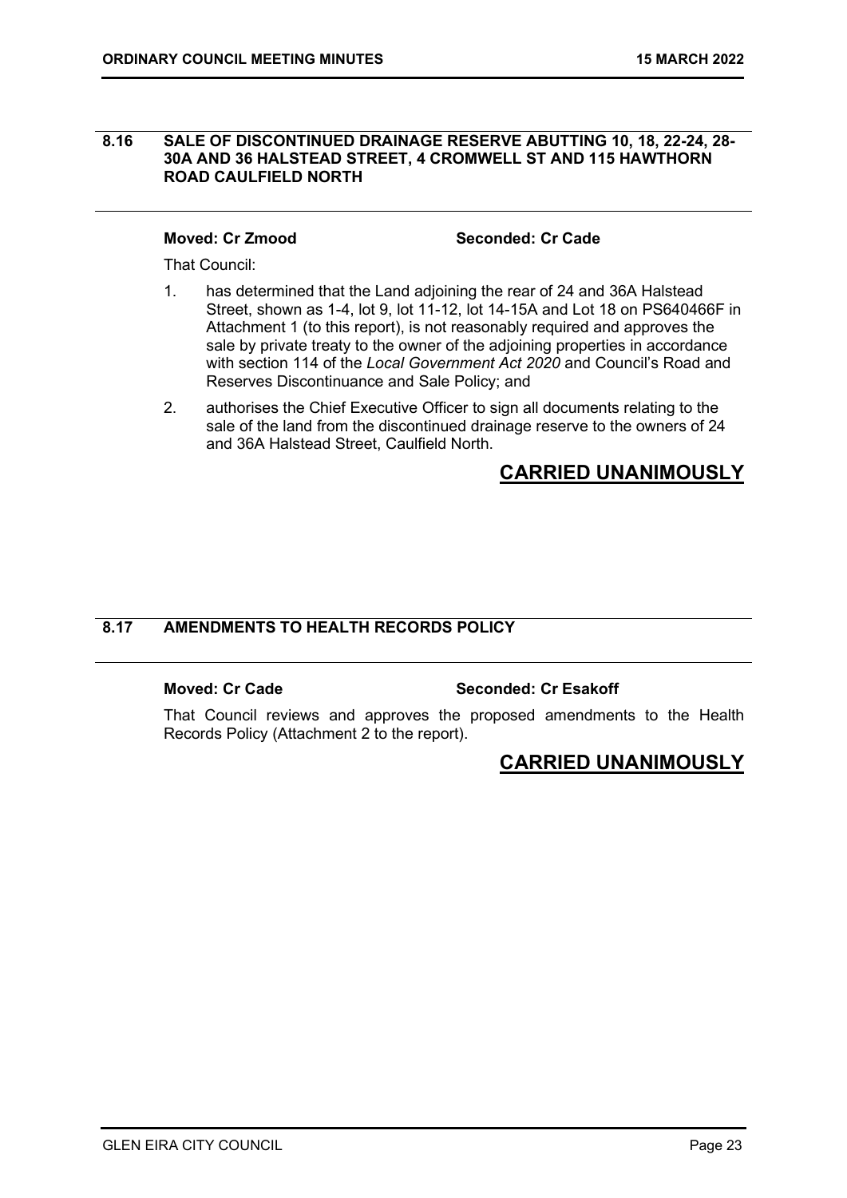## 8.16 SALE OF DISCONTINUED DRAINAGE RESERVE ABUTTING 10, 18, 22-24, 28-30A AND 36 HALSTEAD STREET, 4 CROMWELL ST AND 115 HAWTHORN ROAD CAULFIELD NORTH

**Moved: Cr Zmood** **Seconded: Cr Cade**

That Council:

1. has determined that the Land adjoining the rear of 24 and 36A Halstead Street, shown as 1-4, lot 9, lot 11-12, lot 14-15A and Lot 18 on PS640466F in Attachment 1 (to this report), is not reasonably required and approves the sale by private treaty to the owner of the adjoining properties in accordance with section 114 of the *Local Government Act 2020* and Council's Road and Reserves Discontinuance and Sale Policy; and
2. authorises the Chief Executive Officer to sign all documents relating to the sale of the land from the discontinued drainage reserve to the owners of 24 and 36A Halstead Street, Caulfield North.

**CARRIED UNANIMOUSLY**

## 8.17 AMENDMENTS TO HEALTH RECORDS POLICY

**Moved: Cr Cade** **Seconded: Cr Esakoff**

That Council reviews and approves the proposed amendments to the Health Records Policy (Attachment 2 to the report).

**CARRIED UNANIMOUSLY**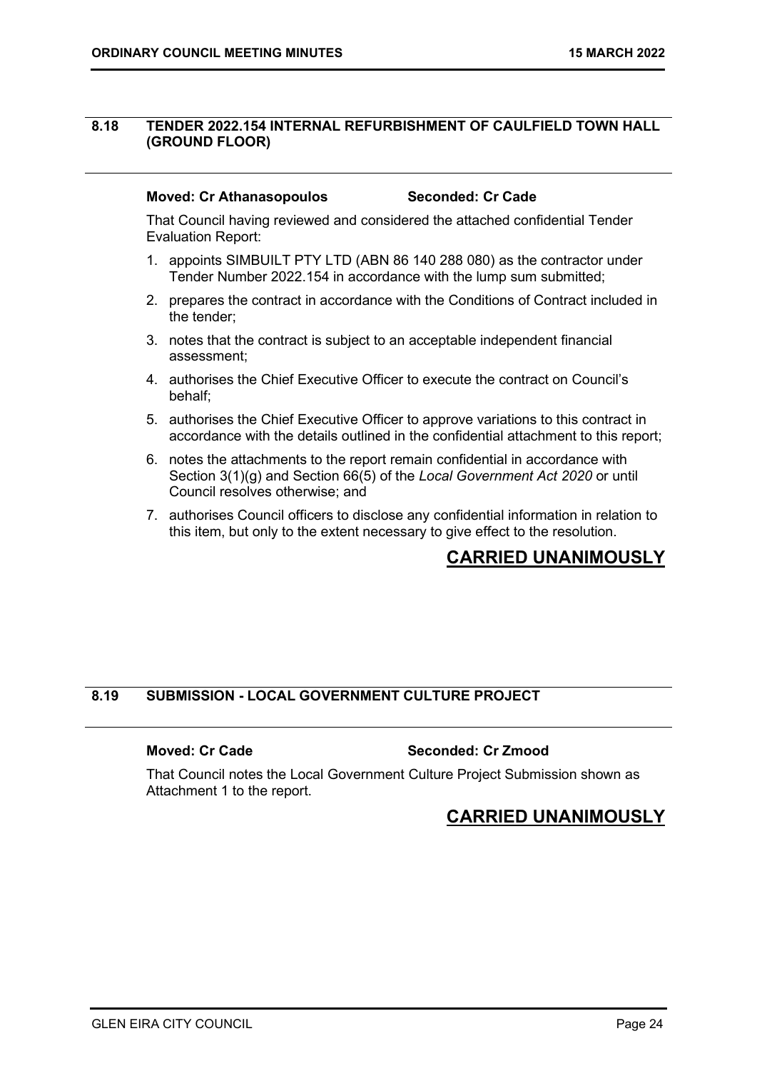## 8.18 TENDER 2022.154 INTERNAL REFURBISHMENT OF CAULFIELD TOWN HALL (GROUND FLOOR)

**Moved: Cr Athanasopoulos** **Seconded: Cr Cade**

That Council having reviewed and considered the attached confidential Tender Evaluation Report:

1. appoints SIMBUILT PTY LTD (ABN 86 140 288 080) as the contractor under Tender Number 2022.154 in accordance with the lump sum submitted;
2. prepares the contract in accordance with the Conditions of Contract included in the tender;
3. notes that the contract is subject to an acceptable independent financial assessment;
4. authorises the Chief Executive Officer to execute the contract on Council's behalf;
5. authorises the Chief Executive Officer to approve variations to this contract in accordance with the details outlined in the confidential attachment to this report;
6. notes the attachments to the report remain confidential in accordance with Section 3(1)(g) and Section 66(5) of the *Local Government Act 2020* or until Council resolves otherwise; and
7. authorises Council officers to disclose any confidential information in relation to this item, but only to the extent necessary to give effect to the resolution.

**CARRIED UNANIMOUSLY**

## 8.19 SUBMISSION - LOCAL GOVERNMENT CULTURE PROJECT

**Moved: Cr Cade** **Seconded: Cr Zmood**

That Council notes the Local Government Culture Project Submission shown as Attachment 1 to the report.

**CARRIED UNANIMOUSLY**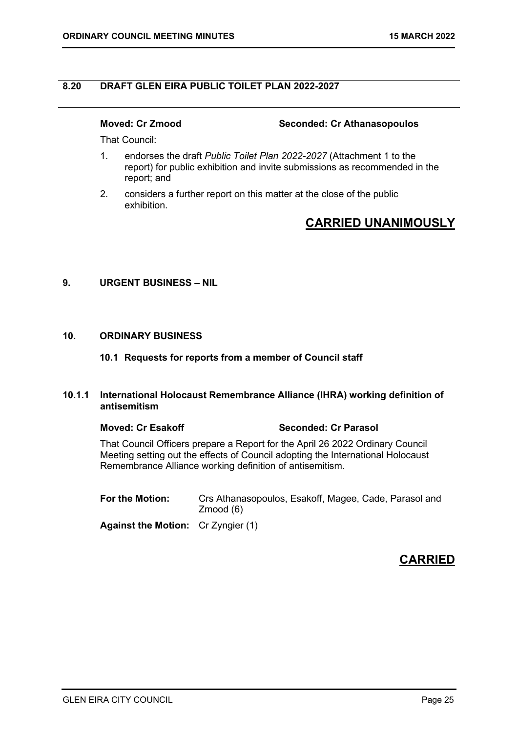## 8.20 DRAFT GLEN EIRA PUBLIC TOILET PLAN 2022-2027

**Moved: Cr Zmood** **Seconded: Cr Athanasopoulos**

That Council:

1. endorses the draft *Public Toilet Plan 2022-2027* (Attachment 1 to the report) for public exhibition and invite submissions as recommended in the report; and
2. considers a further report on this matter at the close of the public exhibition.

**CARRIED UNANIMOUSLY**

## 9. URGENT BUSINESS – NIL

## 10. ORDINARY BUSINESS

### 10.1 Requests for reports from a member of Council staff

#### 10.1.1 International Holocaust Remembrance Alliance (IHRA) working definition of antisemitism

**Moved: Cr Esakoff** **Seconded: Cr Parasol**

That Council Officers prepare a Report for the April 26 2022 Ordinary Council Meeting setting out the effects of Council adopting the International Holocaust Remembrance Alliance working definition of antisemitism.

**For the Motion:** Crs Athanasopoulos, Esakoff, Magee, Cade, Parasol and Zmood (6)

**Against the Motion:** Cr Zyngier (1)

**CARRIED**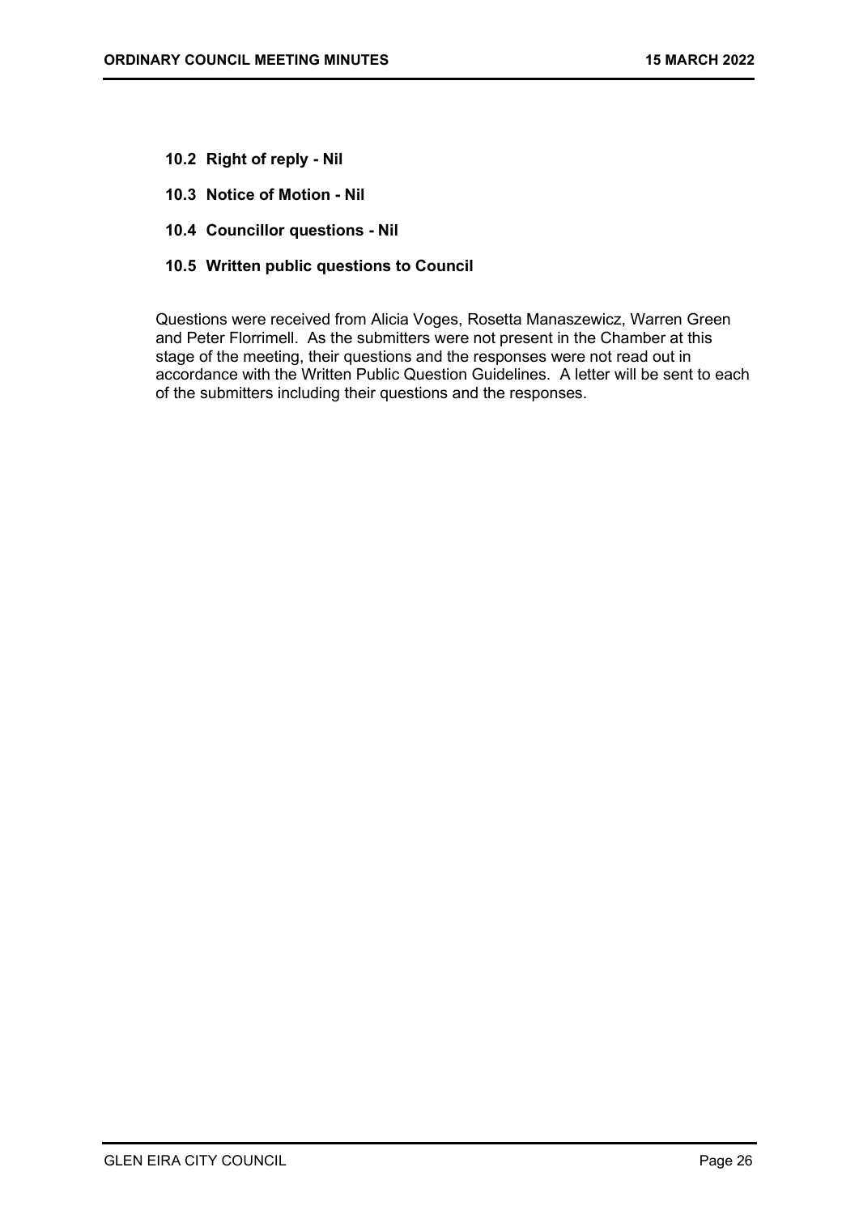### 10.2 Right of reply - Nil

### 10.3 Notice of Motion - Nil

### 10.4 Councillor questions - Nil

### 10.5 Written public questions to Council

Questions were received from Alicia Voges, Rosetta Manaszewicz, Warren Green and Peter Florrimell. As the submitters were not present in the Chamber at this stage of the meeting, their questions and the responses were not read out in accordance with the Written Public Question Guidelines. A letter will be sent to each of the submitters including their questions and the responses.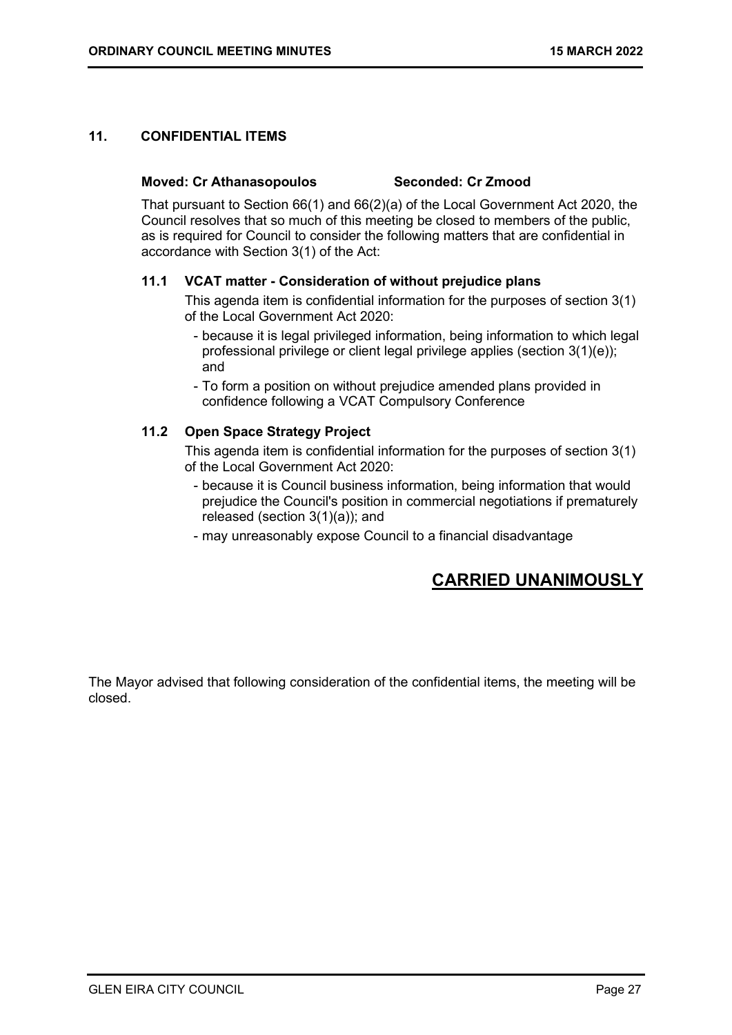## 11. CONFIDENTIAL ITEMS

**Moved: Cr Athanasopoulos Seconded: Cr Zmood**

That pursuant to Section 66(1) and 66(2)(a) of the Local Government Act 2020, the Council resolves that so much of this meeting be closed to members of the public, as is required for Council to consider the following matters that are confidential in accordance with Section 3(1) of the Act:

### 11.1 VCAT matter - Consideration of without prejudice plans

This agenda item is confidential information for the purposes of section 3(1) of the Local Government Act 2020:

- because it is legal privileged information, being information to which legal professional privilege or client legal privilege applies (section 3(1)(e)); and
- To form a position on without prejudice amended plans provided in confidence following a VCAT Compulsory Conference

### 11.2 Open Space Strategy Project

This agenda item is confidential information for the purposes of section 3(1) of the Local Government Act 2020:

- because it is Council business information, being information that would prejudice the Council's position in commercial negotiations if prematurely released (section 3(1)(a)); and
- may unreasonably expose Council to a financial disadvantage

**CARRIED UNANIMOUSLY**

The Mayor advised that following consideration of the confidential items, the meeting will be closed.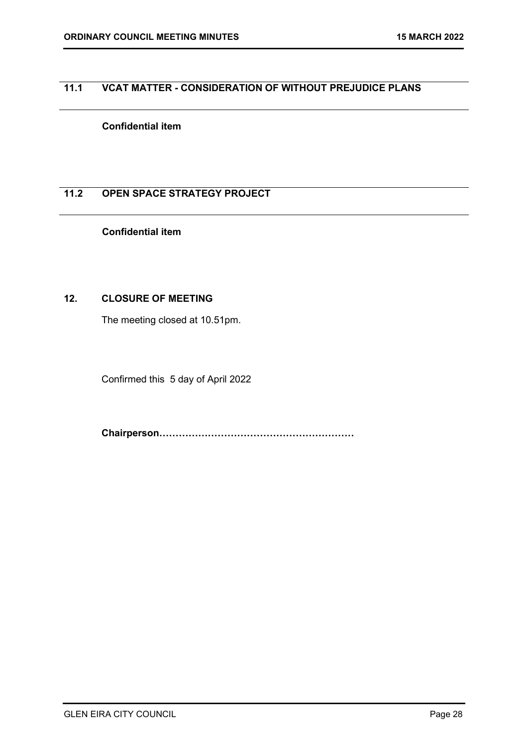## 11.1 VCAT MATTER - CONSIDERATION OF WITHOUT PREJUDICE PLANS

**Confidential item**

## 11.2 OPEN SPACE STRATEGY PROJECT

**Confidential item**

## 12. CLOSURE OF MEETING

The meeting closed at 10.51pm.

Confirmed this 5 day of April 2022

**Chairperson……………………………………………………**